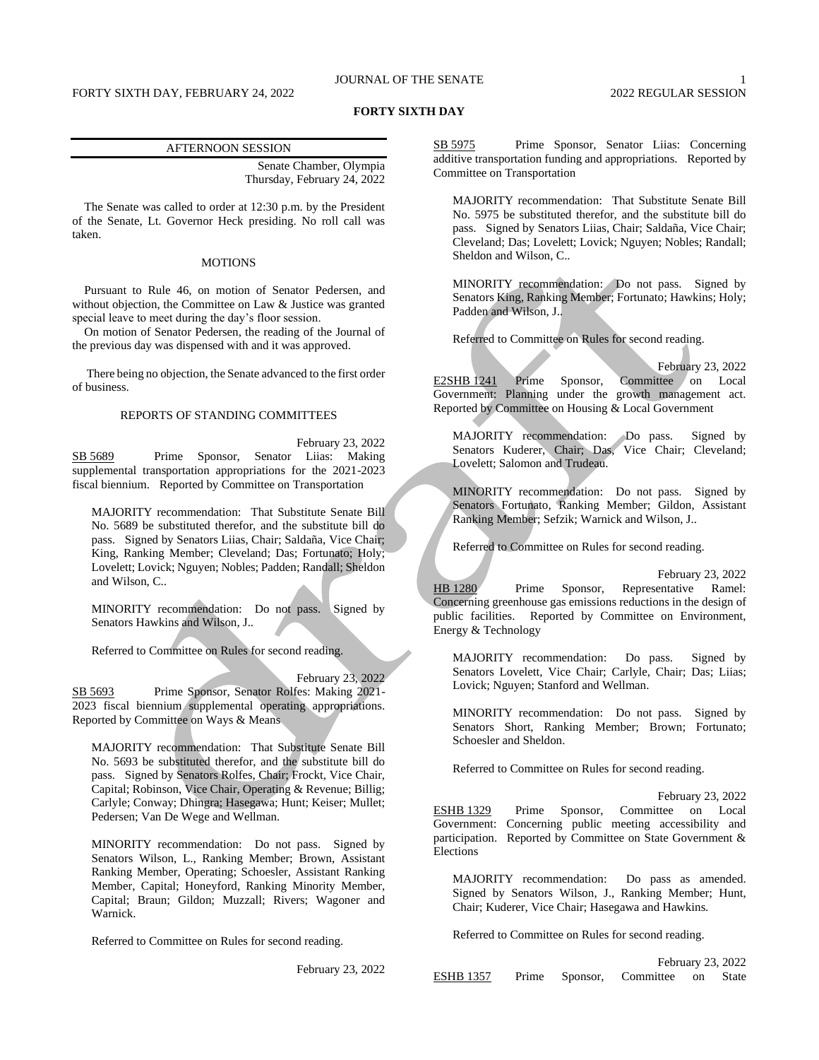# FORTY SIXTH DAY

## AFTERNOON SESSION

Senate Chamber, Olympia
Thursday, February 24, 2022

The Senate was called to order at 12:30 p.m. by the President of the Senate, Lt. Governor Heck presiding. No roll call was taken.

### MOTIONS

Pursuant to Rule 46, on motion of Senator Pedersen, and without objection, the Committee on Law & Justice was granted special leave to meet during the day's floor session.

On motion of Senator Pedersen, the reading of the Journal of the previous day was dispensed with and it was approved.

There being no objection, the Senate advanced to the first order of business.

### REPORTS OF STANDING COMMITTEES

February 23, 2022

SB 5689 Prime Sponsor, Senator Liias: Making supplemental transportation appropriations for the 2021-2023 fiscal biennium. Reported by Committee on Transportation

MAJORITY recommendation: That Substitute Senate Bill No. 5689 be substituted therefor, and the substitute bill do pass. Signed by Senators Liias, Chair; Saldaña, Vice Chair; King, Ranking Member; Cleveland; Das; Fortunato; Holy; Lovelett; Lovick; Nguyen; Nobles; Padden; Randall; Sheldon and Wilson, C..

MINORITY recommendation: Do not pass. Signed by Senators Hawkins and Wilson, J..

Referred to Committee on Rules for second reading.

February 23, 2022

SB 5693 Prime Sponsor, Senator Rolfes: Making 2021-2023 fiscal biennium supplemental operating appropriations. Reported by Committee on Ways & Means

MAJORITY recommendation: That Substitute Senate Bill No. 5693 be substituted therefor, and the substitute bill do pass. Signed by Senators Rolfes, Chair; Frockt, Vice Chair, Capital; Robinson, Vice Chair, Operating & Revenue; Billig; Carlyle; Conway; Dhingra; Hasegawa; Hunt; Keiser; Mullet; Pedersen; Van De Wege and Wellman.

MINORITY recommendation: Do not pass. Signed by Senators Wilson, L., Ranking Member; Brown, Assistant Ranking Member, Operating; Schoesler, Assistant Ranking Member, Capital; Honeyford, Ranking Minority Member, Capital; Braun; Gildon; Muzzall; Rivers; Wagoner and Warnick.

Referred to Committee on Rules for second reading.

February 23, 2022

SB 5975 Prime Sponsor, Senator Liias: Concerning additive transportation funding and appropriations. Reported by Committee on Transportation

MAJORITY recommendation: That Substitute Senate Bill No. 5975 be substituted therefor, and the substitute bill do pass. Signed by Senators Liias, Chair; Saldaña, Vice Chair; Cleveland; Das; Lovelett; Lovick; Nguyen; Nobles; Randall; Sheldon and Wilson, C..

MINORITY recommendation: Do not pass. Signed by Senators King, Ranking Member; Fortunato; Hawkins; Holy; Padden and Wilson, J..

Referred to Committee on Rules for second reading.

February 23, 2022

E2SHB 1241 Prime Sponsor, Committee on Local Government: Planning under the growth management act. Reported by Committee on Housing & Local Government

MAJORITY recommendation: Do pass. Signed by Senators Kuderer, Chair; Das, Vice Chair; Cleveland; Lovelett; Salomon and Trudeau.

MINORITY recommendation: Do not pass. Signed by Senators Fortunato, Ranking Member; Gildon, Assistant Ranking Member; Sefzik; Warnick and Wilson, J..

Referred to Committee on Rules for second reading.

February 23, 2022

HB 1280 Prime Sponsor, Representative Ramel: Concerning greenhouse gas emissions reductions in the design of public facilities. Reported by Committee on Environment, Energy & Technology

MAJORITY recommendation: Do pass. Signed by Senators Lovelett, Vice Chair; Carlyle, Chair; Das; Liias; Lovick; Nguyen; Stanford and Wellman.

MINORITY recommendation: Do not pass. Signed by Senators Short, Ranking Member; Brown; Fortunato; Schoesler and Sheldon.

Referred to Committee on Rules for second reading.

February 23, 2022

ESHB 1329 Prime Sponsor, Committee on Local Government: Concerning public meeting accessibility and participation. Reported by Committee on State Government & Elections

MAJORITY recommendation: Do pass as amended. Signed by Senators Wilson, J., Ranking Member; Hunt, Chair; Kuderer, Vice Chair; Hasegawa and Hawkins.

Referred to Committee on Rules for second reading.

February 23, 2022

ESHB 1357 Prime Sponsor, Committee on State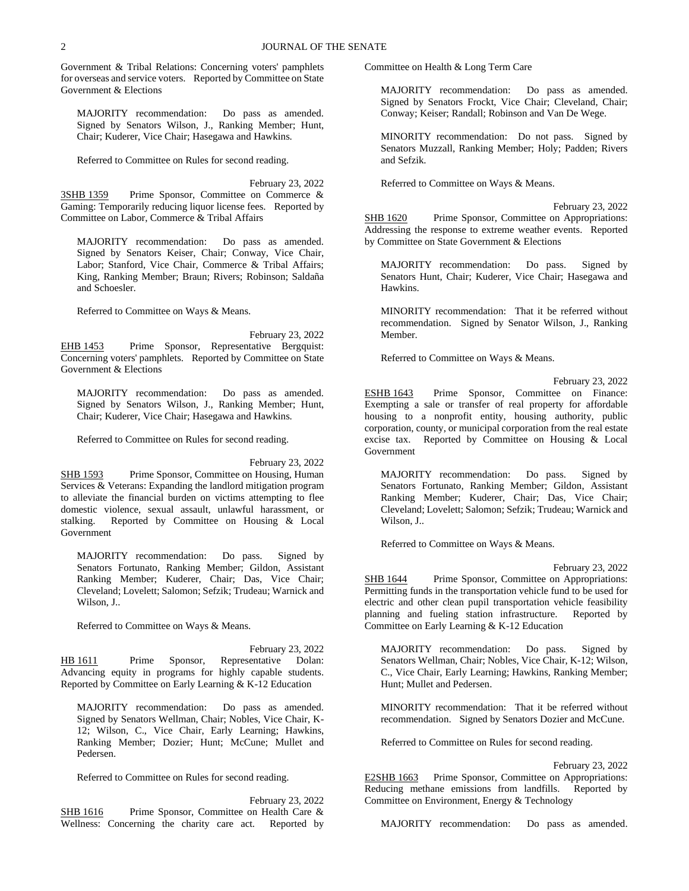Government & Tribal Relations: Concerning voters' pamphlets for overseas and service voters. Reported by Committee on State Government & Elections

MAJORITY recommendation: Do pass as amended. Signed by Senators Wilson, J., Ranking Member; Hunt, Chair; Kuderer, Vice Chair; Hasegawa and Hawkins.

Referred to Committee on Rules for second reading.

February 23, 2022

3SHB 1359 Prime Sponsor, Committee on Commerce & Gaming: Temporarily reducing liquor license fees. Reported by Committee on Labor, Commerce & Tribal Affairs

MAJORITY recommendation: Do pass as amended. Signed by Senators Keiser, Chair; Conway, Vice Chair, Labor; Stanford, Vice Chair, Commerce & Tribal Affairs; King, Ranking Member; Braun; Rivers; Robinson; Saldaña and Schoesler.

Referred to Committee on Ways & Means.

February 23, 2022

EHB 1453 Prime Sponsor, Representative Bergquist: Concerning voters' pamphlets. Reported by Committee on State Government & Elections

MAJORITY recommendation: Do pass as amended. Signed by Senators Wilson, J., Ranking Member; Hunt, Chair; Kuderer, Vice Chair; Hasegawa and Hawkins.

Referred to Committee on Rules for second reading.

February 23, 2022

SHB 1593 Prime Sponsor, Committee on Housing, Human Services & Veterans: Expanding the landlord mitigation program to alleviate the financial burden on victims attempting to flee domestic violence, sexual assault, unlawful harassment, or stalking. Reported by Committee on Housing & Local Government

MAJORITY recommendation: Do pass. Signed by Senators Fortunato, Ranking Member; Gildon, Assistant Ranking Member; Kuderer, Chair; Das, Vice Chair; Cleveland; Lovelett; Salomon; Sefzik; Trudeau; Warnick and Wilson, J..

Referred to Committee on Ways & Means.

February 23, 2022

HB 1611 Prime Sponsor, Representative Dolan: Advancing equity in programs for highly capable students. Reported by Committee on Early Learning & K-12 Education

MAJORITY recommendation: Do pass as amended. Signed by Senators Wellman, Chair; Nobles, Vice Chair, K-12; Wilson, C., Vice Chair, Early Learning; Hawkins, Ranking Member; Dozier; Hunt; McCune; Mullet and Pedersen.

Referred to Committee on Rules for second reading.

February 23, 2022

SHB 1616 Prime Sponsor, Committee on Health Care & Wellness: Concerning the charity care act. Reported by Committee on Health & Long Term Care

MAJORITY recommendation: Do pass as amended. Signed by Senators Frockt, Vice Chair; Cleveland, Chair; Conway; Keiser; Randall; Robinson and Van De Wege.

MINORITY recommendation: Do not pass. Signed by Senators Muzzall, Ranking Member; Holy; Padden; Rivers and Sefzik.

Referred to Committee on Ways & Means.

February 23, 2022

SHB 1620 Prime Sponsor, Committee on Appropriations: Addressing the response to extreme weather events. Reported by Committee on State Government & Elections

MAJORITY recommendation: Do pass. Signed by Senators Hunt, Chair; Kuderer, Vice Chair; Hasegawa and Hawkins.

MINORITY recommendation: That it be referred without recommendation. Signed by Senator Wilson, J., Ranking Member.

Referred to Committee on Ways & Means.

February 23, 2022

ESHB 1643 Prime Sponsor, Committee on Finance: Exempting a sale or transfer of real property for affordable housing to a nonprofit entity, housing authority, public corporation, county, or municipal corporation from the real estate excise tax. Reported by Committee on Housing & Local Government

MAJORITY recommendation: Do pass. Signed by Senators Fortunato, Ranking Member; Gildon, Assistant Ranking Member; Kuderer, Chair; Das, Vice Chair; Cleveland; Lovelett; Salomon; Sefzik; Trudeau; Warnick and Wilson, J..

Referred to Committee on Ways & Means.

February 23, 2022

SHB 1644 Prime Sponsor, Committee on Appropriations: Permitting funds in the transportation vehicle fund to be used for electric and other clean pupil transportation vehicle feasibility planning and fueling station infrastructure. Reported by Committee on Early Learning & K-12 Education

MAJORITY recommendation: Do pass. Signed by Senators Wellman, Chair; Nobles, Vice Chair, K-12; Wilson, C., Vice Chair, Early Learning; Hawkins, Ranking Member; Hunt; Mullet and Pedersen.

MINORITY recommendation: That it be referred without recommendation. Signed by Senators Dozier and McCune.

Referred to Committee on Rules for second reading.

February 23, 2022

E2SHB 1663 Prime Sponsor, Committee on Appropriations: Reducing methane emissions from landfills. Reported by Committee on Environment, Energy & Technology

MAJORITY recommendation: Do pass as amended.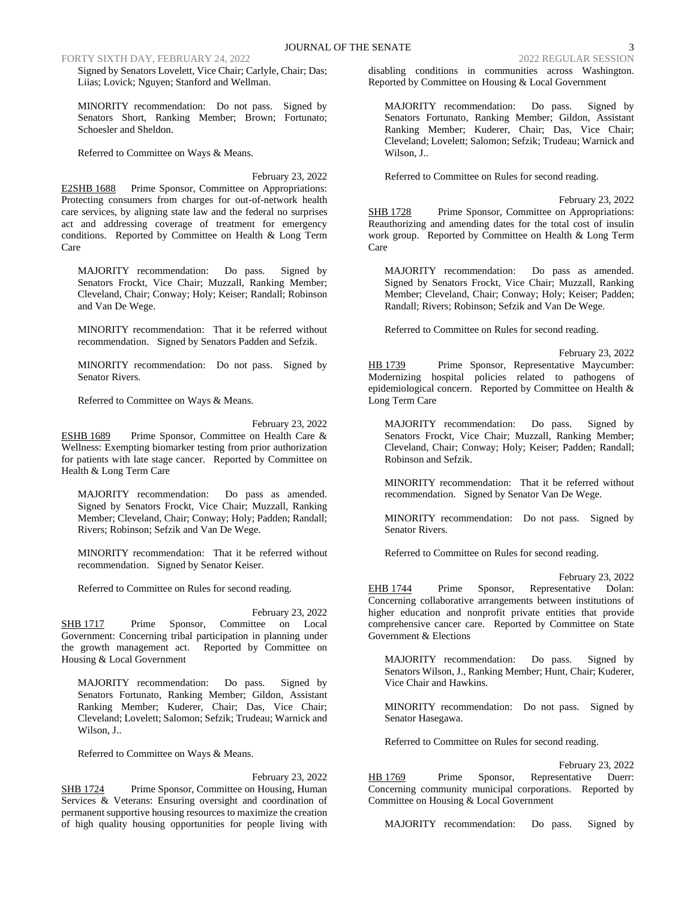Signed by Senators Lovelett, Vice Chair; Carlyle, Chair; Das; Liias; Lovick; Nguyen; Stanford and Wellman.

MINORITY recommendation: Do not pass. Signed by Senators Short, Ranking Member; Brown; Fortunato; Schoesler and Sheldon.

Referred to Committee on Ways & Means.

February 23, 2022

E2SHB 1688 Prime Sponsor, Committee on Appropriations: Protecting consumers from charges for out-of-network health care services, by aligning state law and the federal no surprises act and addressing coverage of treatment for emergency conditions. Reported by Committee on Health & Long Term Care

MAJORITY recommendation: Do pass. Signed by Senators Frockt, Vice Chair; Muzzall, Ranking Member; Cleveland, Chair; Conway; Holy; Keiser; Randall; Robinson and Van De Wege.

MINORITY recommendation: That it be referred without recommendation. Signed by Senators Padden and Sefzik.

MINORITY recommendation: Do not pass. Signed by Senator Rivers.

Referred to Committee on Ways & Means.

February 23, 2022

ESHB 1689 Prime Sponsor, Committee on Health Care & Wellness: Exempting biomarker testing from prior authorization for patients with late stage cancer. Reported by Committee on Health & Long Term Care

MAJORITY recommendation: Do pass as amended. Signed by Senators Frockt, Vice Chair; Muzzall, Ranking Member; Cleveland, Chair; Conway; Holy; Padden; Randall; Rivers; Robinson; Sefzik and Van De Wege.

MINORITY recommendation: That it be referred without recommendation. Signed by Senator Keiser.

Referred to Committee on Rules for second reading.

February 23, 2022

SHB 1717 Prime Sponsor, Committee on Local Government: Concerning tribal participation in planning under the growth management act. Reported by Committee on Housing & Local Government

MAJORITY recommendation: Do pass. Signed by Senators Fortunato, Ranking Member; Gildon, Assistant Ranking Member; Kuderer, Chair; Das, Vice Chair; Cleveland; Lovelett; Salomon; Sefzik; Trudeau; Warnick and Wilson, J..

Referred to Committee on Ways & Means.

February 23, 2022

SHB 1724 Prime Sponsor, Committee on Housing, Human Services & Veterans: Ensuring oversight and coordination of permanent supportive housing resources to maximize the creation of high quality housing opportunities for people living with disabling conditions in communities across Washington. Reported by Committee on Housing & Local Government

MAJORITY recommendation: Do pass. Signed by Senators Fortunato, Ranking Member; Gildon, Assistant Ranking Member; Kuderer, Chair; Das, Vice Chair; Cleveland; Lovelett; Salomon; Sefzik; Trudeau; Warnick and Wilson, J..

Referred to Committee on Rules for second reading.

February 23, 2022

SHB 1728 Prime Sponsor, Committee on Appropriations: Reauthorizing and amending dates for the total cost of insulin work group. Reported by Committee on Health & Long Term Care

MAJORITY recommendation: Do pass as amended. Signed by Senators Frockt, Vice Chair; Muzzall, Ranking Member; Cleveland, Chair; Conway; Holy; Keiser; Padden; Randall; Rivers; Robinson; Sefzik and Van De Wege.

Referred to Committee on Rules for second reading.

February 23, 2022

HB 1739 Prime Sponsor, Representative Maycumber: Modernizing hospital policies related to pathogens of epidemiological concern. Reported by Committee on Health & Long Term Care

MAJORITY recommendation: Do pass. Signed by Senators Frockt, Vice Chair; Muzzall, Ranking Member; Cleveland, Chair; Conway; Holy; Keiser; Padden; Randall; Robinson and Sefzik.

MINORITY recommendation: That it be referred without recommendation. Signed by Senator Van De Wege.

MINORITY recommendation: Do not pass. Signed by Senator Rivers.

Referred to Committee on Rules for second reading.

February 23, 2022

EHB 1744 Prime Sponsor, Representative Dolan: Concerning collaborative arrangements between institutions of higher education and nonprofit private entities that provide comprehensive cancer care. Reported by Committee on State Government & Elections

MAJORITY recommendation: Do pass. Signed by Senators Wilson, J., Ranking Member; Hunt, Chair; Kuderer, Vice Chair and Hawkins.

MINORITY recommendation: Do not pass. Signed by Senator Hasegawa.

Referred to Committee on Rules for second reading.

February 23, 2022

HB 1769 Prime Sponsor, Representative Duerr: Concerning community municipal corporations. Reported by Committee on Housing & Local Government

MAJORITY recommendation: Do pass. Signed by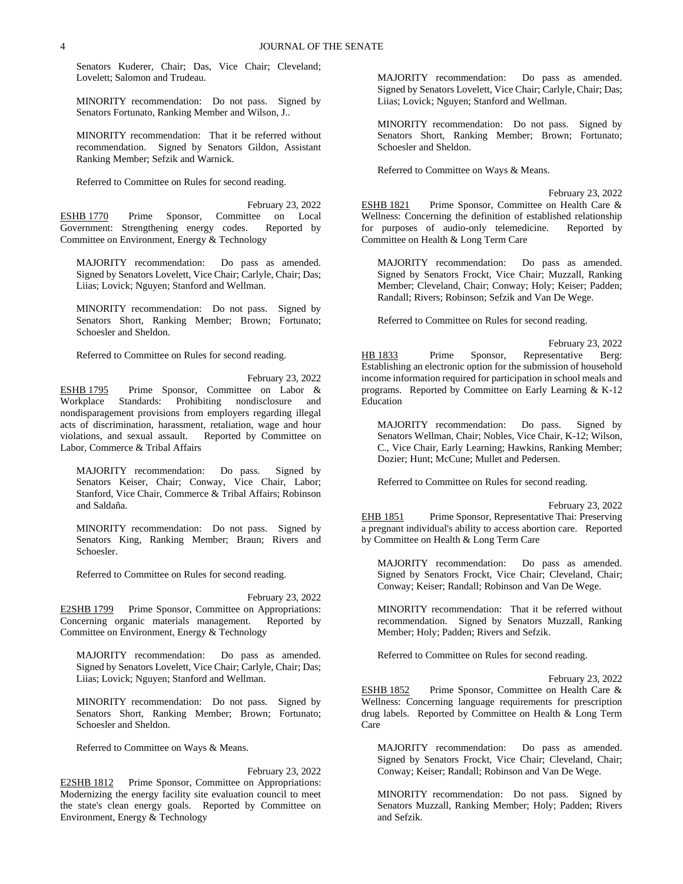Senators Kuderer, Chair; Das, Vice Chair; Cleveland; Lovelett; Salomon and Trudeau.

MINORITY recommendation: Do not pass. Signed by Senators Fortunato, Ranking Member and Wilson, J..

MINORITY recommendation: That it be referred without recommendation. Signed by Senators Gildon, Assistant Ranking Member; Sefzik and Warnick.

Referred to Committee on Rules for second reading.

February 23, 2022

ESHB 1770 Prime Sponsor, Committee on Local Government: Strengthening energy codes. Reported by Committee on Environment, Energy & Technology

MAJORITY recommendation: Do pass as amended. Signed by Senators Lovelett, Vice Chair; Carlyle, Chair; Das; Liias; Lovick; Nguyen; Stanford and Wellman.

MINORITY recommendation: Do not pass. Signed by Senators Short, Ranking Member; Brown; Fortunato; Schoesler and Sheldon.

Referred to Committee on Rules for second reading.

February 23, 2022

ESHB 1795 Prime Sponsor, Committee on Labor & Workplace Standards: Prohibiting nondisclosure and nondisparagement provisions from employers regarding illegal acts of discrimination, harassment, retaliation, wage and hour violations, and sexual assault. Reported by Committee on Labor, Commerce & Tribal Affairs

MAJORITY recommendation: Do pass. Signed by Senators Keiser, Chair; Conway, Vice Chair, Labor; Stanford, Vice Chair, Commerce & Tribal Affairs; Robinson and Saldaña.

MINORITY recommendation: Do not pass. Signed by Senators King, Ranking Member; Braun; Rivers and Schoesler.

Referred to Committee on Rules for second reading.

February 23, 2022

E2SHB 1799 Prime Sponsor, Committee on Appropriations: Concerning organic materials management. Reported by Committee on Environment, Energy & Technology

MAJORITY recommendation: Do pass as amended. Signed by Senators Lovelett, Vice Chair; Carlyle, Chair; Das; Liias; Lovick; Nguyen; Stanford and Wellman.

MINORITY recommendation: Do not pass. Signed by Senators Short, Ranking Member; Brown; Fortunato; Schoesler and Sheldon.

Referred to Committee on Ways & Means.

February 23, 2022

E2SHB 1812 Prime Sponsor, Committee on Appropriations: Modernizing the energy facility site evaluation council to meet the state's clean energy goals. Reported by Committee on Environment, Energy & Technology

MAJORITY recommendation: Do pass as amended. Signed by Senators Lovelett, Vice Chair; Carlyle, Chair; Das; Liias; Lovick; Nguyen; Stanford and Wellman.

MINORITY recommendation: Do not pass. Signed by Senators Short, Ranking Member; Brown; Fortunato; Schoesler and Sheldon.

Referred to Committee on Ways & Means.

February 23, 2022

ESHB 1821 Prime Sponsor, Committee on Health Care & Wellness: Concerning the definition of established relationship for purposes of audio-only telemedicine. Reported by Committee on Health & Long Term Care

MAJORITY recommendation: Do pass as amended. Signed by Senators Frockt, Vice Chair; Muzzall, Ranking Member; Cleveland, Chair; Conway; Holy; Keiser; Padden; Randall; Rivers; Robinson; Sefzik and Van De Wege.

Referred to Committee on Rules for second reading.

February 23, 2022

HB 1833 Prime Sponsor, Representative Berg: Establishing an electronic option for the submission of household income information required for participation in school meals and programs. Reported by Committee on Early Learning & K-12 Education

MAJORITY recommendation: Do pass. Signed by Senators Wellman, Chair; Nobles, Vice Chair, K-12; Wilson, C., Vice Chair, Early Learning; Hawkins, Ranking Member; Dozier; Hunt; McCune; Mullet and Pedersen.

Referred to Committee on Rules for second reading.

February 23, 2022

EHB 1851 Prime Sponsor, Representative Thai: Preserving a pregnant individual's ability to access abortion care. Reported by Committee on Health & Long Term Care

MAJORITY recommendation: Do pass as amended. Signed by Senators Frockt, Vice Chair; Cleveland, Chair; Conway; Keiser; Randall; Robinson and Van De Wege.

MINORITY recommendation: That it be referred without recommendation. Signed by Senators Muzzall, Ranking Member; Holy; Padden; Rivers and Sefzik.

Referred to Committee on Rules for second reading.

February 23, 2022

ESHB 1852 Prime Sponsor, Committee on Health Care & Wellness: Concerning language requirements for prescription drug labels. Reported by Committee on Health & Long Term Care

MAJORITY recommendation: Do pass as amended. Signed by Senators Frockt, Vice Chair; Cleveland, Chair; Conway; Keiser; Randall; Robinson and Van De Wege.

MINORITY recommendation: Do not pass. Signed by Senators Muzzall, Ranking Member; Holy; Padden; Rivers and Sefzik.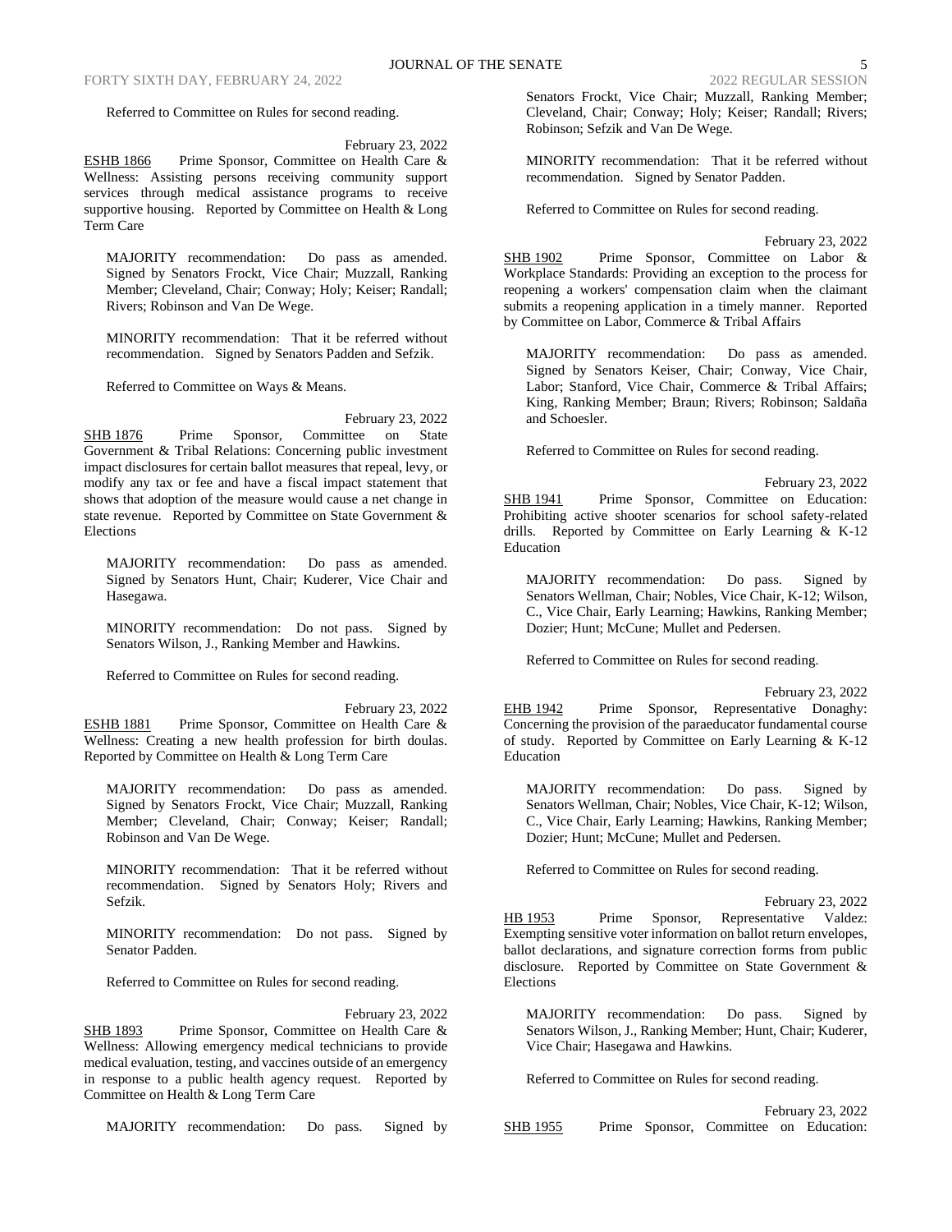Referred to Committee on Rules for second reading.

February 23, 2022

ESHB 1866 Prime Sponsor, Committee on Health Care & Wellness: Assisting persons receiving community support services through medical assistance programs to receive supportive housing. Reported by Committee on Health & Long Term Care

MAJORITY recommendation: Do pass as amended. Signed by Senators Frockt, Vice Chair; Muzzall, Ranking Member; Cleveland, Chair; Conway; Holy; Keiser; Randall; Rivers; Robinson and Van De Wege.

MINORITY recommendation: That it be referred without recommendation. Signed by Senators Padden and Sefzik.

Referred to Committee on Ways & Means.

February 23, 2022

SHB 1876 Prime Sponsor, Committee on State Government & Tribal Relations: Concerning public investment impact disclosures for certain ballot measures that repeal, levy, or modify any tax or fee and have a fiscal impact statement that shows that adoption of the measure would cause a net change in state revenue. Reported by Committee on State Government & Elections

MAJORITY recommendation: Do pass as amended. Signed by Senators Hunt, Chair; Kuderer, Vice Chair and Hasegawa.

MINORITY recommendation: Do not pass. Signed by Senators Wilson, J., Ranking Member and Hawkins.

Referred to Committee on Rules for second reading.

February 23, 2022

ESHB 1881 Prime Sponsor, Committee on Health Care & Wellness: Creating a new health profession for birth doulas. Reported by Committee on Health & Long Term Care

MAJORITY recommendation: Do pass as amended. Signed by Senators Frockt, Vice Chair; Muzzall, Ranking Member; Cleveland, Chair; Conway; Keiser; Randall; Robinson and Van De Wege.

MINORITY recommendation: That it be referred without recommendation. Signed by Senators Holy; Rivers and Sefzik.

MINORITY recommendation: Do not pass. Signed by Senator Padden.

Referred to Committee on Rules for second reading.

February 23, 2022

SHB 1893 Prime Sponsor, Committee on Health Care & Wellness: Allowing emergency medical technicians to provide medical evaluation, testing, and vaccines outside of an emergency in response to a public health agency request. Reported by Committee on Health & Long Term Care

MAJORITY recommendation: Do pass. Signed by Senators Frockt, Vice Chair; Muzzall, Ranking Member; Cleveland, Chair; Conway; Holy; Keiser; Randall; Rivers; Robinson; Sefzik and Van De Wege.

MINORITY recommendation: That it be referred without recommendation. Signed by Senator Padden.

Referred to Committee on Rules for second reading.

February 23, 2022

SHB 1902 Prime Sponsor, Committee on Labor & Workplace Standards: Providing an exception to the process for reopening a workers' compensation claim when the claimant submits a reopening application in a timely manner. Reported by Committee on Labor, Commerce & Tribal Affairs

MAJORITY recommendation: Do pass as amended. Signed by Senators Keiser, Chair; Conway, Vice Chair, Labor; Stanford, Vice Chair, Commerce & Tribal Affairs; King, Ranking Member; Braun; Rivers; Robinson; Saldaña and Schoesler.

Referred to Committee on Rules for second reading.

February 23, 2022

SHB 1941 Prime Sponsor, Committee on Education: Prohibiting active shooter scenarios for school safety-related drills. Reported by Committee on Early Learning & K-12 Education

MAJORITY recommendation: Do pass. Signed by Senators Wellman, Chair; Nobles, Vice Chair, K-12; Wilson, C., Vice Chair, Early Learning; Hawkins, Ranking Member; Dozier; Hunt; McCune; Mullet and Pedersen.

Referred to Committee on Rules for second reading.

February 23, 2022

EHB 1942 Prime Sponsor, Representative Donaghy: Concerning the provision of the paraeducator fundamental course of study. Reported by Committee on Early Learning & K-12 Education

MAJORITY recommendation: Do pass. Signed by Senators Wellman, Chair; Nobles, Vice Chair, K-12; Wilson, C., Vice Chair, Early Learning; Hawkins, Ranking Member; Dozier; Hunt; McCune; Mullet and Pedersen.

Referred to Committee on Rules for second reading.

February 23, 2022

HB 1953 Prime Sponsor, Representative Valdez: Exempting sensitive voter information on ballot return envelopes, ballot declarations, and signature correction forms from public disclosure. Reported by Committee on State Government & Elections

MAJORITY recommendation: Do pass. Signed by Senators Wilson, J., Ranking Member; Hunt, Chair; Kuderer, Vice Chair; Hasegawa and Hawkins.

Referred to Committee on Rules for second reading.

February 23, 2022

SHB 1955 Prime Sponsor, Committee on Education: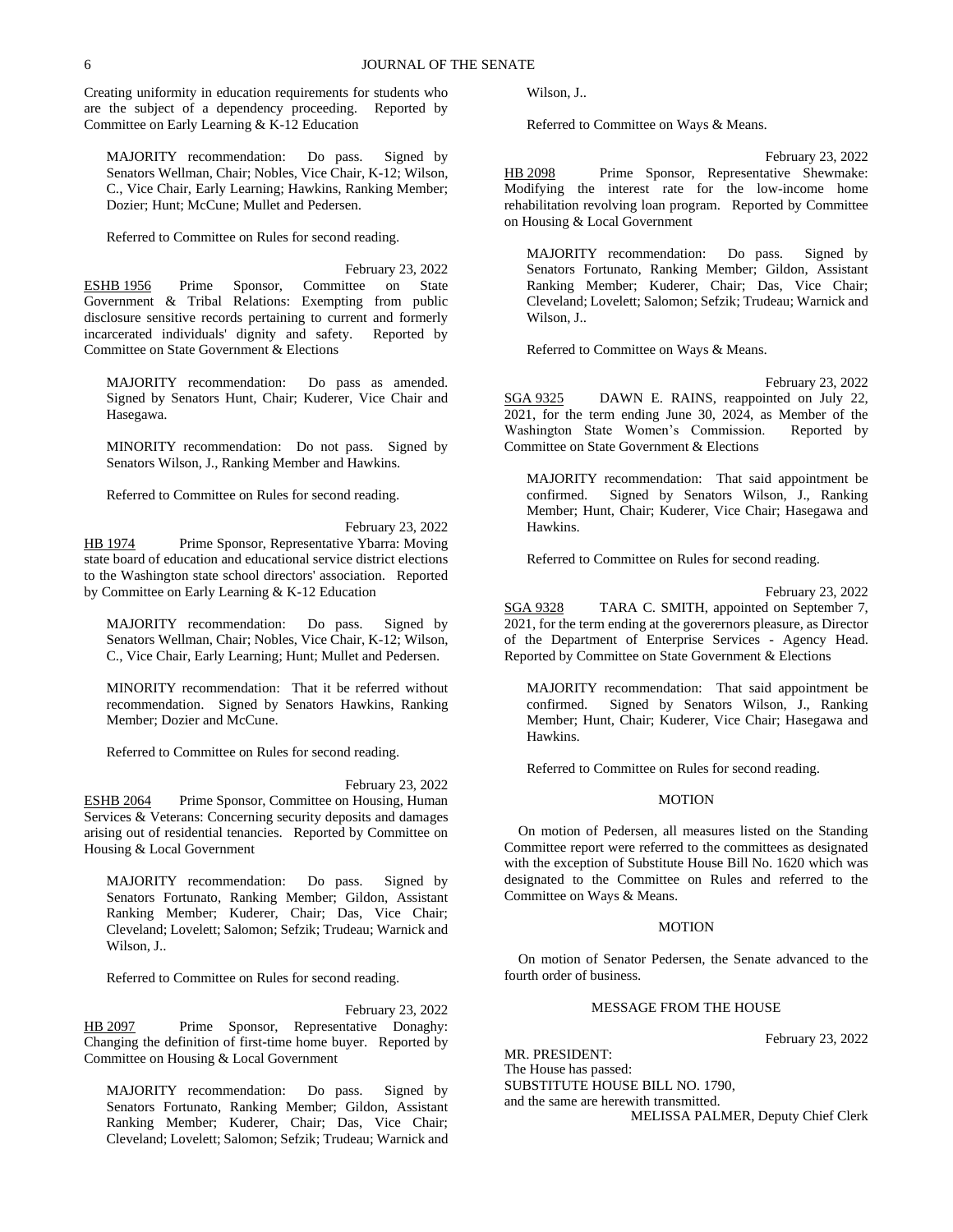Creating uniformity in education requirements for students who are the subject of a dependency proceeding. Reported by Committee on Early Learning & K-12 Education

MAJORITY recommendation: Do pass. Signed by Senators Wellman, Chair; Nobles, Vice Chair, K-12; Wilson, C., Vice Chair, Early Learning; Hawkins, Ranking Member; Dozier; Hunt; McCune; Mullet and Pedersen.

Referred to Committee on Rules for second reading.

February 23, 2022

ESHB 1956 Prime Sponsor, Committee on State Government & Tribal Relations: Exempting from public disclosure sensitive records pertaining to current and formerly incarcerated individuals' dignity and safety. Reported by Committee on State Government & Elections

MAJORITY recommendation: Do pass as amended. Signed by Senators Hunt, Chair; Kuderer, Vice Chair and Hasegawa.

MINORITY recommendation: Do not pass. Signed by Senators Wilson, J., Ranking Member and Hawkins.

Referred to Committee on Rules for second reading.

February 23, 2022

HB 1974 Prime Sponsor, Representative Ybarra: Moving state board of education and educational service district elections to the Washington state school directors' association. Reported by Committee on Early Learning & K-12 Education

MAJORITY recommendation: Do pass. Signed by Senators Wellman, Chair; Nobles, Vice Chair, K-12; Wilson, C., Vice Chair, Early Learning; Hunt; Mullet and Pedersen.

MINORITY recommendation: That it be referred without recommendation. Signed by Senators Hawkins, Ranking Member; Dozier and McCune.

Referred to Committee on Rules for second reading.

February 23, 2022

ESHB 2064 Prime Sponsor, Committee on Housing, Human Services & Veterans: Concerning security deposits and damages arising out of residential tenancies. Reported by Committee on Housing & Local Government

MAJORITY recommendation: Do pass. Signed by Senators Fortunato, Ranking Member; Gildon, Assistant Ranking Member; Kuderer, Chair; Das, Vice Chair; Cleveland; Lovelett; Salomon; Sefzik; Trudeau; Warnick and Wilson, J..

Referred to Committee on Rules for second reading.

February 23, 2022

HB 2097 Prime Sponsor, Representative Donaghy: Changing the definition of first-time home buyer. Reported by Committee on Housing & Local Government

MAJORITY recommendation: Do pass. Signed by Senators Fortunato, Ranking Member; Gildon, Assistant Ranking Member; Kuderer, Chair; Das, Vice Chair; Cleveland; Lovelett; Salomon; Sefzik; Trudeau; Warnick and Wilson, J..

Referred to Committee on Ways & Means.

February 23, 2022

HB 2098 Prime Sponsor, Representative Shewmake: Modifying the interest rate for the low-income home rehabilitation revolving loan program. Reported by Committee on Housing & Local Government

MAJORITY recommendation: Do pass. Signed by Senators Fortunato, Ranking Member; Gildon, Assistant Ranking Member; Kuderer, Chair; Das, Vice Chair; Cleveland; Lovelett; Salomon; Sefzik; Trudeau; Warnick and Wilson, J..

Referred to Committee on Ways & Means.

February 23, 2022

SGA 9325 DAWN E. RAINS, reappointed on July 22, 2021, for the term ending June 30, 2024, as Member of the Washington State Women's Commission. Reported by Committee on State Government & Elections

MAJORITY recommendation: That said appointment be confirmed. Signed by Senators Wilson, J., Ranking Member; Hunt, Chair; Kuderer, Vice Chair; Hasegawa and Hawkins.

Referred to Committee on Rules for second reading.

February 23, 2022

SGA 9328 TARA C. SMITH, appointed on September 7, 2021, for the term ending at the govorernors pleasure, as Director of the Department of Enterprise Services - Agency Head. Reported by Committee on State Government & Elections

MAJORITY recommendation: That said appointment be confirmed. Signed by Senators Wilson, J., Ranking Member; Hunt, Chair; Kuderer, Vice Chair; Hasegawa and Hawkins.

Referred to Committee on Rules for second reading.

MOTION

On motion of Pedersen, all measures listed on the Standing Committee report were referred to the committees as designated with the exception of Substitute House Bill No. 1620 which was designated to the Committee on Rules and referred to the Committee on Ways & Means.

MOTION

On motion of Senator Pedersen, the Senate advanced to the fourth order of business.

MESSAGE FROM THE HOUSE

February 23, 2022

MR. PRESIDENT:
The House has passed:
SUBSTITUTE HOUSE BILL NO. 1790,
and the same are herewith transmitted.

MELISSA PALMER, Deputy Chief Clerk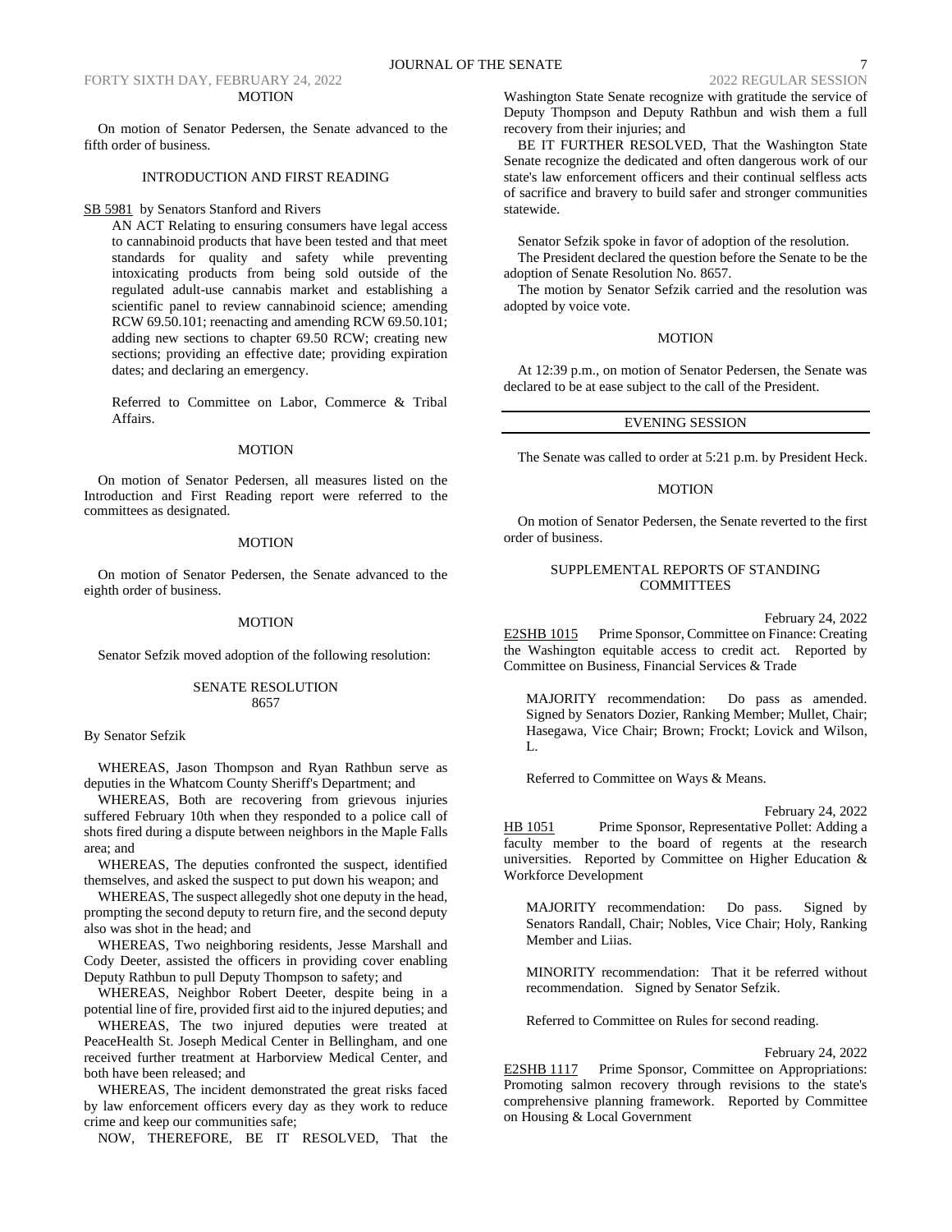MOTION

On motion of Senator Pedersen, the Senate advanced to the fifth order of business.

INTRODUCTION AND FIRST READING

SB 5981 by Senators Stanford and Rivers

AN ACT Relating to ensuring consumers have legal access to cannabinoid products that have been tested and that meet standards for quality and safety while preventing intoxicating products from being sold outside of the regulated adult-use cannabis market and establishing a scientific panel to review cannabinoid science; amending RCW 69.50.101; reenacting and amending RCW 69.50.101; adding new sections to chapter 69.50 RCW; creating new sections; providing an effective date; providing expiration dates; and declaring an emergency.

Referred to Committee on Labor, Commerce & Tribal Affairs.

MOTION

On motion of Senator Pedersen, all measures listed on the Introduction and First Reading report were referred to the committees as designated.

MOTION

On motion of Senator Pedersen, the Senate advanced to the eighth order of business.

MOTION

Senator Sefzik moved adoption of the following resolution:

SENATE RESOLUTION
8657

By Senator Sefzik

WHEREAS, Jason Thompson and Ryan Rathbun serve as deputies in the Whatcom County Sheriff's Department; and

WHEREAS, Both are recovering from grievous injuries suffered February 10th when they responded to a police call of shots fired during a dispute between neighbors in the Maple Falls area; and

WHEREAS, The deputies confronted the suspect, identified themselves, and asked the suspect to put down his weapon; and

WHEREAS, The suspect allegedly shot one deputy in the head, prompting the second deputy to return fire, and the second deputy also was shot in the head; and

WHEREAS, Two neighboring residents, Jesse Marshall and Cody Deeter, assisted the officers in providing cover enabling Deputy Rathbun to pull Deputy Thompson to safety; and

WHEREAS, Neighbor Robert Deeter, despite being in a potential line of fire, provided first aid to the injured deputies; and

WHEREAS, The two injured deputies were treated at PeaceHealth St. Joseph Medical Center in Bellingham, and one received further treatment at Harborview Medical Center, and both have been released; and

WHEREAS, The incident demonstrated the great risks faced by law enforcement officers every day as they work to reduce crime and keep our communities safe;

NOW, THEREFORE, BE IT RESOLVED, That the Washington State Senate recognize with gratitude the service of Deputy Thompson and Deputy Rathbun and wish them a full recovery from their injuries; and

BE IT FURTHER RESOLVED, That the Washington State Senate recognize the dedicated and often dangerous work of our state's law enforcement officers and their continual selfless acts of sacrifice and bravery to build safer and stronger communities statewide.

Senator Sefzik spoke in favor of adoption of the resolution.

The President declared the question before the Senate to be the adoption of Senate Resolution No. 8657.

The motion by Senator Sefzik carried and the resolution was adopted by voice vote.

MOTION

At 12:39 p.m., on motion of Senator Pedersen, the Senate was declared to be at ease subject to the call of the President.

---

EVENING SESSION

---

The Senate was called to order at 5:21 p.m. by President Heck.

MOTION

On motion of Senator Pedersen, the Senate reverted to the first order of business.

SUPPLEMENTAL REPORTS OF STANDING COMMITTEES

February 24, 2022

E2SHB 1015 Prime Sponsor, Committee on Finance: Creating the Washington equitable access to credit act. Reported by Committee on Business, Financial Services & Trade

MAJORITY recommendation: Do pass as amended. Signed by Senators Dozier, Ranking Member; Mullet, Chair; Hasegawa, Vice Chair; Brown; Frockt; Lovick and Wilson, L.

Referred to Committee on Ways & Means.

February 24, 2022

HB 1051 Prime Sponsor, Representative Pollet: Adding a faculty member to the board of regents at the research universities. Reported by Committee on Higher Education & Workforce Development

MAJORITY recommendation: Do pass. Signed by Senators Randall, Chair; Nobles, Vice Chair; Holy, Ranking Member and Liias.

MINORITY recommendation: That it be referred without recommendation. Signed by Senator Sefzik.

Referred to Committee on Rules for second reading.

February 24, 2022

E2SHB 1117 Prime Sponsor, Committee on Appropriations: Promoting salmon recovery through revisions to the state's comprehensive planning framework. Reported by Committee on Housing & Local Government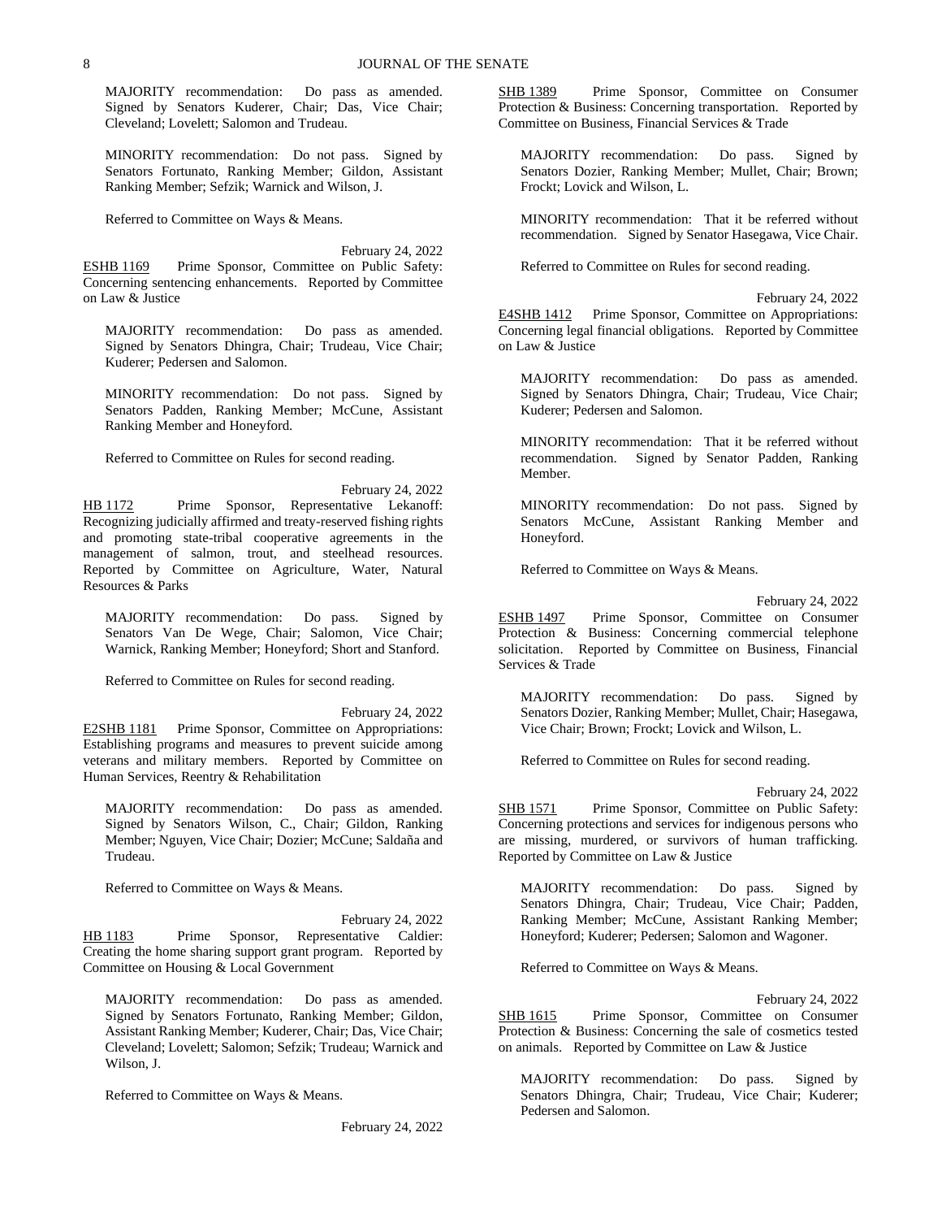MAJORITY recommendation: Do pass as amended. Signed by Senators Kuderer, Chair; Das, Vice Chair; Cleveland; Lovelett; Salomon and Trudeau.

MINORITY recommendation: Do not pass. Signed by Senators Fortunato, Ranking Member; Gildon, Assistant Ranking Member; Sefzik; Warnick and Wilson, J.

Referred to Committee on Ways & Means.

February 24, 2022

ESHB 1169 Prime Sponsor, Committee on Public Safety: Concerning sentencing enhancements. Reported by Committee on Law & Justice

MAJORITY recommendation: Do pass as amended. Signed by Senators Dhingra, Chair; Trudeau, Vice Chair; Kuderer; Pedersen and Salomon.

MINORITY recommendation: Do not pass. Signed by Senators Padden, Ranking Member; McCune, Assistant Ranking Member and Honeyford.

Referred to Committee on Rules for second reading.

February 24, 2022

HB 1172 Prime Sponsor, Representative Lekanoff: Recognizing judicially affirmed and treaty-reserved fishing rights and promoting state-tribal cooperative agreements in the management of salmon, trout, and steelhead resources. Reported by Committee on Agriculture, Water, Natural Resources & Parks

MAJORITY recommendation: Do pass. Signed by Senators Van De Wege, Chair; Salomon, Vice Chair; Warnick, Ranking Member; Honeyford; Short and Stanford.

Referred to Committee on Rules for second reading.

February 24, 2022

E2SHB 1181 Prime Sponsor, Committee on Appropriations: Establishing programs and measures to prevent suicide among veterans and military members. Reported by Committee on Human Services, Reentry & Rehabilitation

MAJORITY recommendation: Do pass as amended. Signed by Senators Wilson, C., Chair; Gildon, Ranking Member; Nguyen, Vice Chair; Dozier; McCune; Saldaña and Trudeau.

Referred to Committee on Ways & Means.

February 24, 2022

HB 1183 Prime Sponsor, Representative Caldier: Creating the home sharing support grant program. Reported by Committee on Housing & Local Government

MAJORITY recommendation: Do pass as amended. Signed by Senators Fortunato, Ranking Member; Gildon, Assistant Ranking Member; Kuderer, Chair; Das, Vice Chair; Cleveland; Lovelett; Salomon; Sefzik; Trudeau; Warnick and Wilson, J.

Referred to Committee on Ways & Means.

February 24, 2022

SHB 1389 Prime Sponsor, Committee on Consumer Protection & Business: Concerning transportation. Reported by Committee on Business, Financial Services & Trade

MAJORITY recommendation: Do pass. Signed by Senators Dozier, Ranking Member; Mullet, Chair; Brown; Frockt; Lovick and Wilson, L.

MINORITY recommendation: That it be referred without recommendation. Signed by Senator Hasegawa, Vice Chair.

Referred to Committee on Rules for second reading.

February 24, 2022

E4SHB 1412 Prime Sponsor, Committee on Appropriations: Concerning legal financial obligations. Reported by Committee on Law & Justice

MAJORITY recommendation: Do pass as amended. Signed by Senators Dhingra, Chair; Trudeau, Vice Chair; Kuderer; Pedersen and Salomon.

MINORITY recommendation: That it be referred without recommendation. Signed by Senator Padden, Ranking Member.

MINORITY recommendation: Do not pass. Signed by Senators McCune, Assistant Ranking Member and Honeyford.

Referred to Committee on Ways & Means.

February 24, 2022

ESHB 1497 Prime Sponsor, Committee on Consumer Protection & Business: Concerning commercial telephone solicitation. Reported by Committee on Business, Financial Services & Trade

MAJORITY recommendation: Do pass. Signed by Senators Dozier, Ranking Member; Mullet, Chair; Hasegawa, Vice Chair; Brown; Frockt; Lovick and Wilson, L.

Referred to Committee on Rules for second reading.

February 24, 2022

SHB 1571 Prime Sponsor, Committee on Public Safety: Concerning protections and services for indigenous persons who are missing, murdered, or survivors of human trafficking. Reported by Committee on Law & Justice

MAJORITY recommendation: Do pass. Signed by Senators Dhingra, Chair; Trudeau, Vice Chair; Padden, Ranking Member; McCune, Assistant Ranking Member; Honeyford; Kuderer; Pedersen; Salomon and Wagoner.

Referred to Committee on Ways & Means.

February 24, 2022

SHB 1615 Prime Sponsor, Committee on Consumer Protection & Business: Concerning the sale of cosmetics tested on animals. Reported by Committee on Law & Justice

MAJORITY recommendation: Do pass. Signed by Senators Dhingra, Chair; Trudeau, Vice Chair; Kuderer; Pedersen and Salomon.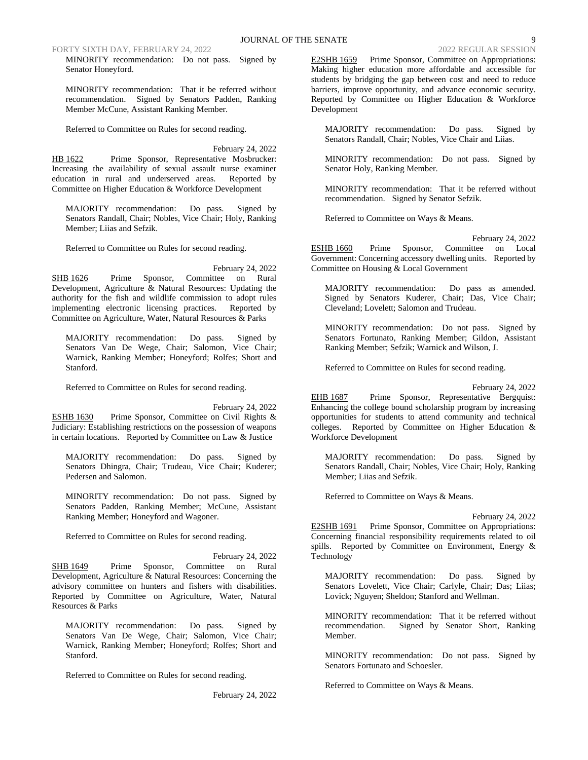MINORITY recommendation: Do not pass. Signed by Senator Honeyford.

MINORITY recommendation: That it be referred without recommendation. Signed by Senators Padden, Ranking Member McCune, Assistant Ranking Member.

Referred to Committee on Rules for second reading.

February 24, 2022

HB 1622 Prime Sponsor, Representative Mosbrucker: Increasing the availability of sexual assault nurse examiner education in rural and underserved areas. Reported by Committee on Higher Education & Workforce Development

MAJORITY recommendation: Do pass. Signed by Senators Randall, Chair; Nobles, Vice Chair; Holy, Ranking Member; Liias and Sefzik.

Referred to Committee on Rules for second reading.

February 24, 2022

SHB 1626 Prime Sponsor, Committee on Rural Development, Agriculture & Natural Resources: Updating the authority for the fish and wildlife commission to adopt rules implementing electronic licensing practices. Reported by Committee on Agriculture, Water, Natural Resources & Parks

MAJORITY recommendation: Do pass. Signed by Senators Van De Wege, Chair; Salomon, Vice Chair; Warnick, Ranking Member; Honeyford; Rolfes; Short and Stanford.

Referred to Committee on Rules for second reading.

February 24, 2022

ESHB 1630 Prime Sponsor, Committee on Civil Rights & Judiciary: Establishing restrictions on the possession of weapons in certain locations. Reported by Committee on Law & Justice

MAJORITY recommendation: Do pass. Signed by Senators Dhingra, Chair; Trudeau, Vice Chair; Kuderer; Pedersen and Salomon.

MINORITY recommendation: Do not pass. Signed by Senators Padden, Ranking Member; McCune, Assistant Ranking Member; Honeyford and Wagoner.

Referred to Committee on Rules for second reading.

February 24, 2022

SHB 1649 Prime Sponsor, Committee on Rural Development, Agriculture & Natural Resources: Concerning the advisory committee on hunters and fishers with disabilities. Reported by Committee on Agriculture, Water, Natural Resources & Parks

MAJORITY recommendation: Do pass. Signed by Senators Van De Wege, Chair; Salomon, Vice Chair; Warnick, Ranking Member; Honeyford; Rolfes; Short and Stanford.

Referred to Committee on Rules for second reading.

February 24, 2022

E2SHB 1659 Prime Sponsor, Committee on Appropriations: Making higher education more affordable and accessible for students by bridging the gap between cost and need to reduce barriers, improve opportunity, and advance economic security. Reported by Committee on Higher Education & Workforce Development

MAJORITY recommendation: Do pass. Signed by Senators Randall, Chair; Nobles, Vice Chair and Liias.

MINORITY recommendation: Do not pass. Signed by Senator Holy, Ranking Member.

MINORITY recommendation: That it be referred without recommendation. Signed by Senator Sefzik.

Referred to Committee on Ways & Means.

February 24, 2022

ESHB 1660 Prime Sponsor, Committee on Local Government: Concerning accessory dwelling units. Reported by Committee on Housing & Local Government

MAJORITY recommendation: Do pass as amended. Signed by Senators Kuderer, Chair; Das, Vice Chair; Cleveland; Lovelett; Salomon and Trudeau.

MINORITY recommendation: Do not pass. Signed by Senators Fortunato, Ranking Member; Gildon, Assistant Ranking Member; Sefzik; Warnick and Wilson, J.

Referred to Committee on Rules for second reading.

February 24, 2022

EHB 1687 Prime Sponsor, Representative Bergquist: Enhancing the college bound scholarship program by increasing opportunities for students to attend community and technical colleges. Reported by Committee on Higher Education & Workforce Development

MAJORITY recommendation: Do pass. Signed by Senators Randall, Chair; Nobles, Vice Chair; Holy, Ranking Member; Liias and Sefzik.

Referred to Committee on Ways & Means.

February 24, 2022

E2SHB 1691 Prime Sponsor, Committee on Appropriations: Concerning financial responsibility requirements related to oil spills. Reported by Committee on Environment, Energy & Technology

MAJORITY recommendation: Do pass. Signed by Senators Lovelett, Vice Chair; Carlyle, Chair; Das; Liias; Lovick; Nguyen; Sheldon; Stanford and Wellman.

MINORITY recommendation: That it be referred without recommendation. Signed by Senator Short, Ranking Member.

MINORITY recommendation: Do not pass. Signed by Senators Fortunato and Schoesler.

Referred to Committee on Ways & Means.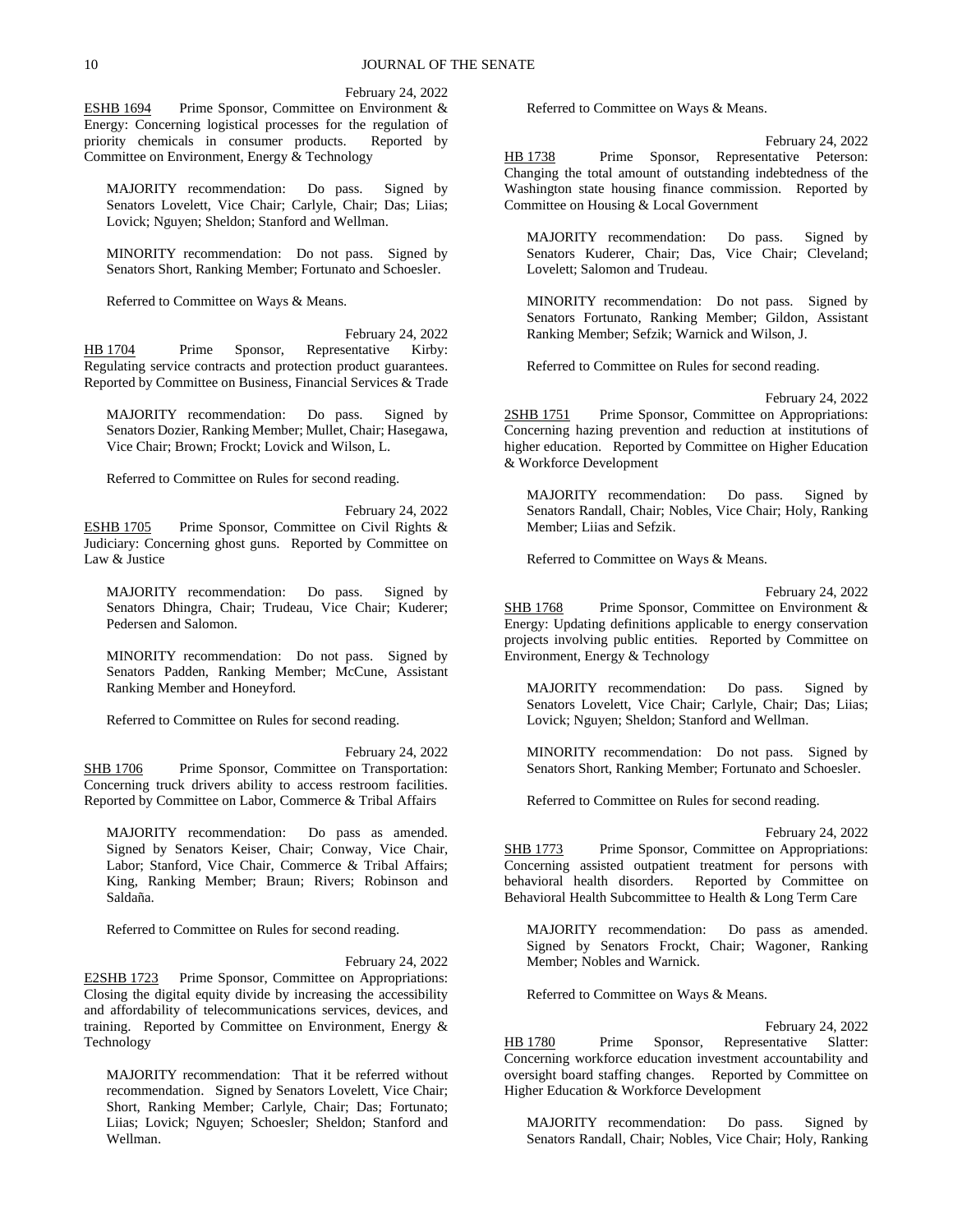February 24, 2022

ESHB 1694 Prime Sponsor, Committee on Environment & Energy: Concerning logistical processes for the regulation of priority chemicals in consumer products. Reported by Committee on Environment, Energy & Technology

MAJORITY recommendation: Do pass. Signed by Senators Lovelett, Vice Chair; Carlyle, Chair; Das; Liias; Lovick; Nguyen; Sheldon; Stanford and Wellman.

MINORITY recommendation: Do not pass. Signed by Senators Short, Ranking Member; Fortunato and Schoesler.

Referred to Committee on Ways & Means.

February 24, 2022

HB 1704 Prime Sponsor, Representative Kirby: Regulating service contracts and protection product guarantees. Reported by Committee on Business, Financial Services & Trade

MAJORITY recommendation: Do pass. Signed by Senators Dozier, Ranking Member; Mullet, Chair; Hasegawa, Vice Chair; Brown; Frockt; Lovick and Wilson, L.

Referred to Committee on Rules for second reading.

February 24, 2022

ESHB 1705 Prime Sponsor, Committee on Civil Rights & Judiciary: Concerning ghost guns. Reported by Committee on Law & Justice

MAJORITY recommendation: Do pass. Signed by Senators Dhingra, Chair; Trudeau, Vice Chair; Kuderer; Pedersen and Salomon.

MINORITY recommendation: Do not pass. Signed by Senators Padden, Ranking Member; McCune, Assistant Ranking Member and Honeyford.

Referred to Committee on Rules for second reading.

February 24, 2022

SHB 1706 Prime Sponsor, Committee on Transportation: Concerning truck drivers ability to access restroom facilities. Reported by Committee on Labor, Commerce & Tribal Affairs

MAJORITY recommendation: Do pass as amended. Signed by Senators Keiser, Chair; Conway, Vice Chair, Labor; Stanford, Vice Chair, Commerce & Tribal Affairs; King, Ranking Member; Braun; Rivers; Robinson and Saldaña.

Referred to Committee on Rules for second reading.

February 24, 2022

E2SHB 1723 Prime Sponsor, Committee on Appropriations: Closing the digital equity divide by increasing the accessibility and affordability of telecommunications services, devices, and training. Reported by Committee on Environment, Energy & Technology

MAJORITY recommendation: That it be referred without recommendation. Signed by Senators Lovelett, Vice Chair; Short, Ranking Member; Carlyle, Chair; Das; Fortunato; Liias; Lovick; Nguyen; Schoesler; Sheldon; Stanford and Wellman.

Referred to Committee on Ways & Means.

February 24, 2022

HB 1738 Prime Sponsor, Representative Peterson: Changing the total amount of outstanding indebtedness of the Washington state housing finance commission. Reported by Committee on Housing & Local Government

MAJORITY recommendation: Do pass. Signed by Senators Kuderer, Chair; Das, Vice Chair; Cleveland; Lovelett; Salomon and Trudeau.

MINORITY recommendation: Do not pass. Signed by Senators Fortunato, Ranking Member; Gildon, Assistant Ranking Member; Sefzik; Warnick and Wilson, J.

Referred to Committee on Rules for second reading.

February 24, 2022

2SHB 1751 Prime Sponsor, Committee on Appropriations: Concerning hazing prevention and reduction at institutions of higher education. Reported by Committee on Higher Education & Workforce Development

MAJORITY recommendation: Do pass. Signed by Senators Randall, Chair; Nobles, Vice Chair; Holy, Ranking Member; Liias and Sefzik.

Referred to Committee on Ways & Means.

February 24, 2022

SHB 1768 Prime Sponsor, Committee on Environment & Energy: Updating definitions applicable to energy conservation projects involving public entities. Reported by Committee on Environment, Energy & Technology

MAJORITY recommendation: Do pass. Signed by Senators Lovelett, Vice Chair; Carlyle, Chair; Das; Liias; Lovick; Nguyen; Sheldon; Stanford and Wellman.

MINORITY recommendation: Do not pass. Signed by Senators Short, Ranking Member; Fortunato and Schoesler.

Referred to Committee on Rules for second reading.

February 24, 2022

SHB 1773 Prime Sponsor, Committee on Appropriations: Concerning assisted outpatient treatment for persons with behavioral health disorders. Reported by Committee on Behavioral Health Subcommittee to Health & Long Term Care

MAJORITY recommendation: Do pass as amended. Signed by Senators Frockt, Chair; Wagoner, Ranking Member; Nobles and Warnick.

Referred to Committee on Ways & Means.

February 24, 2022

HB 1780 Prime Sponsor, Representative Slatter: Concerning workforce education investment accountability and oversight board staffing changes. Reported by Committee on Higher Education & Workforce Development

MAJORITY recommendation: Do pass. Signed by Senators Randall, Chair; Nobles, Vice Chair; Holy, Ranking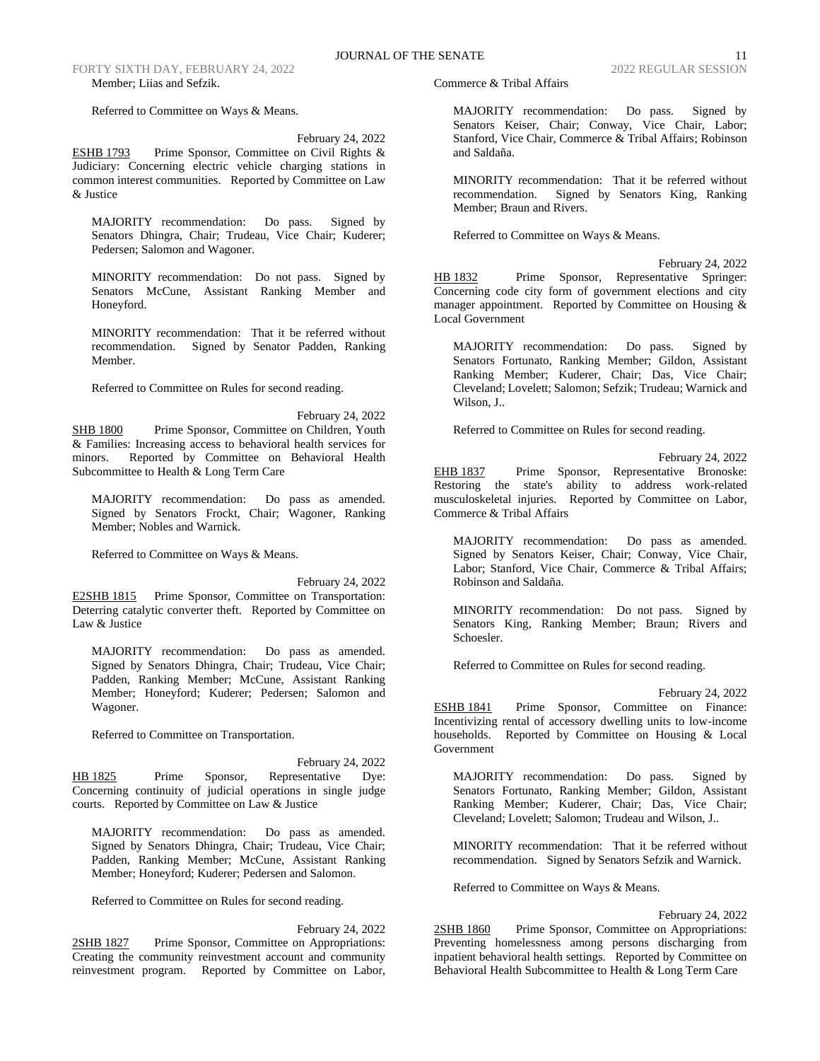Member; Liias and Sefzik.

Referred to Committee on Ways & Means.

February 24, 2022

ESHB 1793 Prime Sponsor, Committee on Civil Rights & Judiciary: Concerning electric vehicle charging stations in common interest communities. Reported by Committee on Law & Justice

MAJORITY recommendation: Do pass. Signed by Senators Dhingra, Chair; Trudeau, Vice Chair; Kuderer; Pedersen; Salomon and Wagoner.

MINORITY recommendation: Do not pass. Signed by Senators McCune, Assistant Ranking Member and Honeyford.

MINORITY recommendation: That it be referred without recommendation. Signed by Senator Padden, Ranking Member.

Referred to Committee on Rules for second reading.

February 24, 2022

SHB 1800 Prime Sponsor, Committee on Children, Youth & Families: Increasing access to behavioral health services for minors. Reported by Committee on Behavioral Health Subcommittee to Health & Long Term Care

MAJORITY recommendation: Do pass as amended. Signed by Senators Frockt, Chair; Wagoner, Ranking Member; Nobles and Warnick.

Referred to Committee on Ways & Means.

February 24, 2022

E2SHB 1815 Prime Sponsor, Committee on Transportation: Deterring catalytic converter theft. Reported by Committee on Law & Justice

MAJORITY recommendation: Do pass as amended. Signed by Senators Dhingra, Chair; Trudeau, Vice Chair; Padden, Ranking Member; McCune, Assistant Ranking Member; Honeyford; Kuderer; Pedersen; Salomon and Wagoner.

Referred to Committee on Transportation.

February 24, 2022

HB 1825 Prime Sponsor, Representative Dye: Concerning continuity of judicial operations in single judge courts. Reported by Committee on Law & Justice

MAJORITY recommendation: Do pass as amended. Signed by Senators Dhingra, Chair; Trudeau, Vice Chair; Padden, Ranking Member; McCune, Assistant Ranking Member; Honeyford; Kuderer; Pedersen and Salomon.

Referred to Committee on Rules for second reading.

February 24, 2022

2SHB 1827 Prime Sponsor, Committee on Appropriations: Creating the community reinvestment account and community reinvestment program. Reported by Committee on Labor, Commerce & Tribal Affairs

MAJORITY recommendation: Do pass. Signed by Senators Keiser, Chair; Conway, Vice Chair, Labor; Stanford, Vice Chair, Commerce & Tribal Affairs; Robinson and Saldaña.

MINORITY recommendation: That it be referred without recommendation. Signed by Senators King, Ranking Member; Braun and Rivers.

Referred to Committee on Ways & Means.

February 24, 2022

HB 1832 Prime Sponsor, Representative Springer: Concerning code city form of government elections and city manager appointment. Reported by Committee on Housing & Local Government

MAJORITY recommendation: Do pass. Signed by Senators Fortunato, Ranking Member; Gildon, Assistant Ranking Member; Kuderer, Chair; Das, Vice Chair; Cleveland; Lovelett; Salomon; Sefzik; Trudeau; Warnick and Wilson, J..

Referred to Committee on Rules for second reading.

February 24, 2022

EHB 1837 Prime Sponsor, Representative Bronoske: Restoring the state's ability to address work-related musculoskeletal injuries. Reported by Committee on Labor, Commerce & Tribal Affairs

MAJORITY recommendation: Do pass as amended. Signed by Senators Keiser, Chair; Conway, Vice Chair, Labor; Stanford, Vice Chair, Commerce & Tribal Affairs; Robinson and Saldaña.

MINORITY recommendation: Do not pass. Signed by Senators King, Ranking Member; Braun; Rivers and Schoesler.

Referred to Committee on Rules for second reading.

February 24, 2022

ESHB 1841 Prime Sponsor, Committee on Finance: Incentivizing rental of accessory dwelling units to low-income households. Reported by Committee on Housing & Local Government

MAJORITY recommendation: Do pass. Signed by Senators Fortunato, Ranking Member; Gildon, Assistant Ranking Member; Kuderer, Chair; Das, Vice Chair; Cleveland; Lovelett; Salomon; Trudeau and Wilson, J..

MINORITY recommendation: That it be referred without recommendation. Signed by Senators Sefzik and Warnick.

Referred to Committee on Ways & Means.

February 24, 2022

2SHB 1860 Prime Sponsor, Committee on Appropriations: Preventing homelessness among persons discharging from inpatient behavioral health settings. Reported by Committee on Behavioral Health Subcommittee to Health & Long Term Care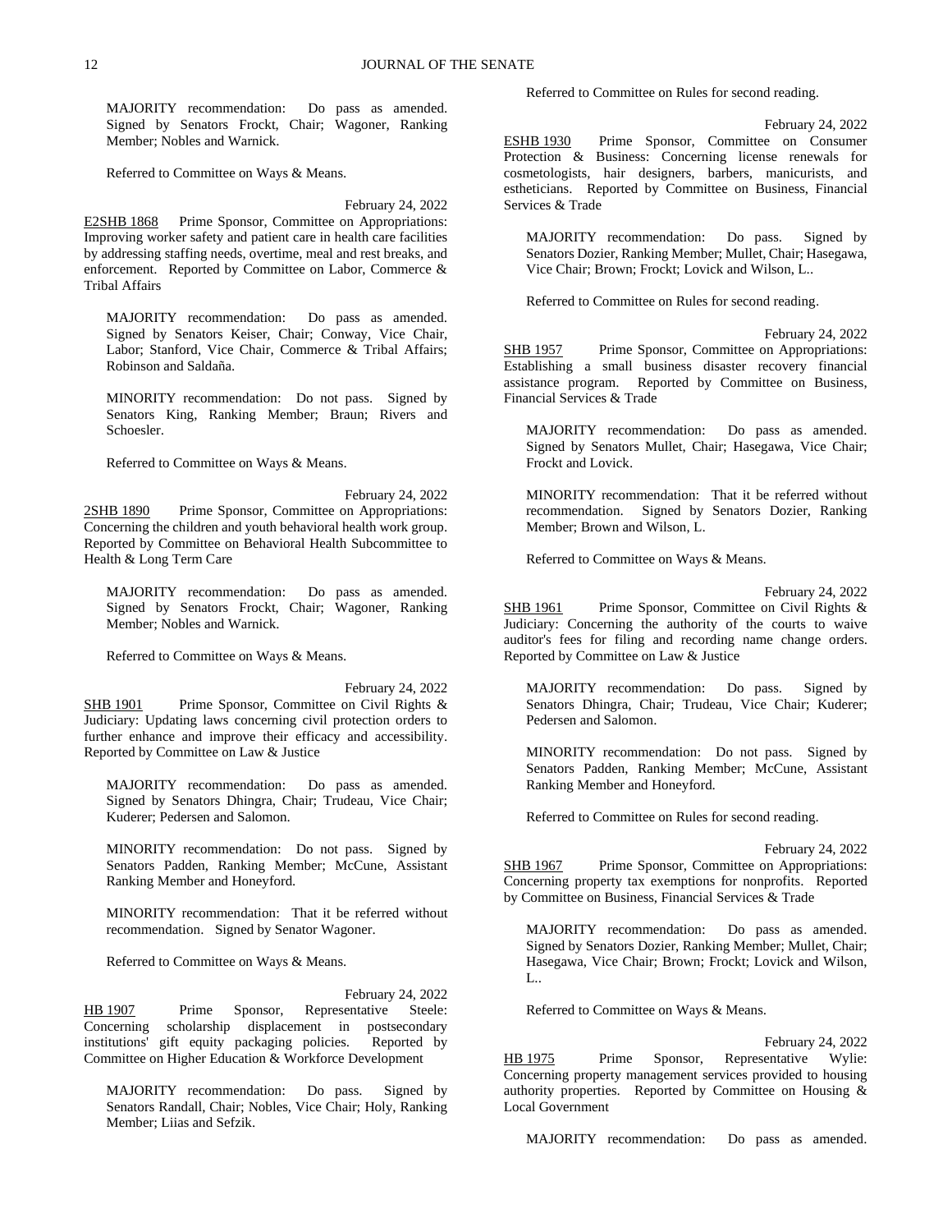MAJORITY recommendation: Do pass as amended. Signed by Senators Frockt, Chair; Wagoner, Ranking Member; Nobles and Warnick.

Referred to Committee on Ways & Means.

February 24, 2022

E2SHB 1868 Prime Sponsor, Committee on Appropriations: Improving worker safety and patient care in health care facilities by addressing staffing needs, overtime, meal and rest breaks, and enforcement. Reported by Committee on Labor, Commerce & Tribal Affairs

MAJORITY recommendation: Do pass as amended. Signed by Senators Keiser, Chair; Conway, Vice Chair, Labor; Stanford, Vice Chair, Commerce & Tribal Affairs; Robinson and Saldaña.

MINORITY recommendation: Do not pass. Signed by Senators King, Ranking Member; Braun; Rivers and Schoesler.

Referred to Committee on Ways & Means.

February 24, 2022

2SHB 1890 Prime Sponsor, Committee on Appropriations: Concerning the children and youth behavioral health work group. Reported by Committee on Behavioral Health Subcommittee to Health & Long Term Care

MAJORITY recommendation: Do pass as amended. Signed by Senators Frockt, Chair; Wagoner, Ranking Member; Nobles and Warnick.

Referred to Committee on Ways & Means.

February 24, 2022

SHB 1901 Prime Sponsor, Committee on Civil Rights & Judiciary: Updating laws concerning civil protection orders to further enhance and improve their efficacy and accessibility. Reported by Committee on Law & Justice

MAJORITY recommendation: Do pass as amended. Signed by Senators Dhingra, Chair; Trudeau, Vice Chair; Kuderer; Pedersen and Salomon.

MINORITY recommendation: Do not pass. Signed by Senators Padden, Ranking Member; McCune, Assistant Ranking Member and Honeyford.

MINORITY recommendation: That it be referred without recommendation. Signed by Senator Wagoner.

Referred to Committee on Ways & Means.

February 24, 2022

HB 1907 Prime Sponsor, Representative Steele: Concerning scholarship displacement in postsecondary institutions' gift equity packaging policies. Reported by Committee on Higher Education & Workforce Development

MAJORITY recommendation: Do pass. Signed by Senators Randall, Chair; Nobles, Vice Chair; Holy, Ranking Member; Liias and Sefzik.

Referred to Committee on Rules for second reading.

February 24, 2022

ESHB 1930 Prime Sponsor, Committee on Consumer Protection & Business: Concerning license renewals for cosmetologists, hair designers, barbers, manicurists, and estheticians. Reported by Committee on Business, Financial Services & Trade

MAJORITY recommendation: Do pass. Signed by Senators Dozier, Ranking Member; Mullet, Chair; Hasegawa, Vice Chair; Brown; Frockt; Lovick and Wilson, L..

Referred to Committee on Rules for second reading.

February 24, 2022

SHB 1957 Prime Sponsor, Committee on Appropriations: Establishing a small business disaster recovery financial assistance program. Reported by Committee on Business, Financial Services & Trade

MAJORITY recommendation: Do pass as amended. Signed by Senators Mullet, Chair; Hasegawa, Vice Chair; Frockt and Lovick.

MINORITY recommendation: That it be referred without recommendation. Signed by Senators Dozier, Ranking Member; Brown and Wilson, L.

Referred to Committee on Ways & Means.

February 24, 2022

SHB 1961 Prime Sponsor, Committee on Civil Rights & Judiciary: Concerning the authority of the courts to waive auditor's fees for filing and recording name change orders. Reported by Committee on Law & Justice

MAJORITY recommendation: Do pass. Signed by Senators Dhingra, Chair; Trudeau, Vice Chair; Kuderer; Pedersen and Salomon.

MINORITY recommendation: Do not pass. Signed by Senators Padden, Ranking Member; McCune, Assistant Ranking Member and Honeyford.

Referred to Committee on Rules for second reading.

February 24, 2022

SHB 1967 Prime Sponsor, Committee on Appropriations: Concerning property tax exemptions for nonprofits. Reported by Committee on Business, Financial Services & Trade

MAJORITY recommendation: Do pass as amended. Signed by Senators Dozier, Ranking Member; Mullet, Chair; Hasegawa, Vice Chair; Brown; Frockt; Lovick and Wilson, L..

Referred to Committee on Ways & Means.

February 24, 2022

HB 1975 Prime Sponsor, Representative Wylie: Concerning property management services provided to housing authority properties. Reported by Committee on Housing & Local Government

MAJORITY recommendation: Do pass as amended.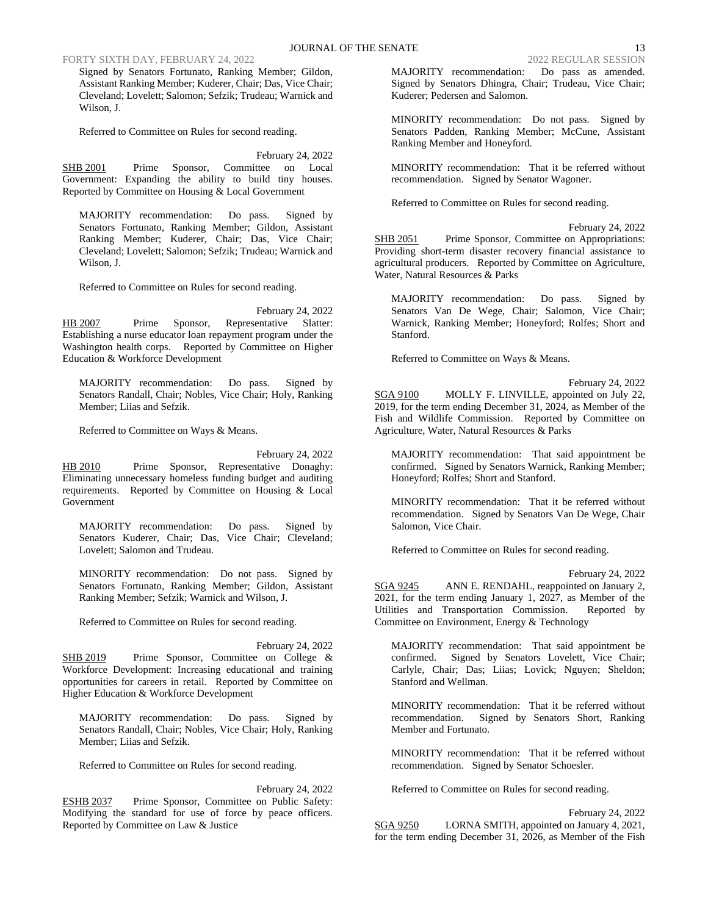Signed by Senators Fortunato, Ranking Member; Gildon, Assistant Ranking Member; Kuderer, Chair; Das, Vice Chair; Cleveland; Lovelett; Salomon; Sefzik; Trudeau; Warnick and Wilson, J.

Referred to Committee on Rules for second reading.

February 24, 2022

SHB 2001 Prime Sponsor, Committee on Local Government: Expanding the ability to build tiny houses. Reported by Committee on Housing & Local Government

MAJORITY recommendation: Do pass. Signed by Senators Fortunato, Ranking Member; Gildon, Assistant Ranking Member; Kuderer, Chair; Das, Vice Chair; Cleveland; Lovelett; Salomon; Sefzik; Trudeau; Warnick and Wilson, J.

Referred to Committee on Rules for second reading.

February 24, 2022

HB 2007 Prime Sponsor, Representative Slatter: Establishing a nurse educator loan repayment program under the Washington health corps. Reported by Committee on Higher Education & Workforce Development

MAJORITY recommendation: Do pass. Signed by Senators Randall, Chair; Nobles, Vice Chair; Holy, Ranking Member; Liias and Sefzik.

Referred to Committee on Ways & Means.

February 24, 2022

HB 2010 Prime Sponsor, Representative Donaghy: Eliminating unnecessary homeless funding budget and auditing requirements. Reported by Committee on Housing & Local Government

MAJORITY recommendation: Do pass. Signed by Senators Kuderer, Chair; Das, Vice Chair; Cleveland; Lovelett; Salomon and Trudeau.

MINORITY recommendation: Do not pass. Signed by Senators Fortunato, Ranking Member; Gildon, Assistant Ranking Member; Sefzik; Warnick and Wilson, J.

Referred to Committee on Rules for second reading.

February 24, 2022

SHB 2019 Prime Sponsor, Committee on College & Workforce Development: Increasing educational and training opportunities for careers in retail. Reported by Committee on Higher Education & Workforce Development

MAJORITY recommendation: Do pass. Signed by Senators Randall, Chair; Nobles, Vice Chair; Holy, Ranking Member; Liias and Sefzik.

Referred to Committee on Rules for second reading.

February 24, 2022

ESHB 2037 Prime Sponsor, Committee on Public Safety: Modifying the standard for use of force by peace officers. Reported by Committee on Law & Justice

MAJORITY recommendation: Do pass as amended. Signed by Senators Dhingra, Chair; Trudeau, Vice Chair; Kuderer; Pedersen and Salomon.

MINORITY recommendation: Do not pass. Signed by Senators Padden, Ranking Member; McCune, Assistant Ranking Member and Honeyford.

MINORITY recommendation: That it be referred without recommendation. Signed by Senator Wagoner.

Referred to Committee on Rules for second reading.

February 24, 2022

SHB 2051 Prime Sponsor, Committee on Appropriations: Providing short-term disaster recovery financial assistance to agricultural producers. Reported by Committee on Agriculture, Water, Natural Resources & Parks

MAJORITY recommendation: Do pass. Signed by Senators Van De Wege, Chair; Salomon, Vice Chair; Warnick, Ranking Member; Honeyford; Rolfes; Short and Stanford.

Referred to Committee on Ways & Means.

February 24, 2022

SGA 9100 MOLLY F. LINVILLE, appointed on July 22, 2019, for the term ending December 31, 2024, as Member of the Fish and Wildlife Commission. Reported by Committee on Agriculture, Water, Natural Resources & Parks

MAJORITY recommendation: That said appointment be confirmed. Signed by Senators Warnick, Ranking Member; Honeyford; Rolfes; Short and Stanford.

MINORITY recommendation: That it be referred without recommendation. Signed by Senators Van De Wege, Chair Salomon, Vice Chair.

Referred to Committee on Rules for second reading.

February 24, 2022

SGA 9245 ANN E. RENDAHL, reappointed on January 2, 2021, for the term ending January 1, 2027, as Member of the Utilities and Transportation Commission. Reported by Committee on Environment, Energy & Technology

MAJORITY recommendation: That said appointment be confirmed. Signed by Senators Lovelett, Vice Chair; Carlyle, Chair; Das; Liias; Lovick; Nguyen; Sheldon; Stanford and Wellman.

MINORITY recommendation: That it be referred without recommendation. Signed by Senators Short, Ranking Member and Fortunato.

MINORITY recommendation: That it be referred without recommendation. Signed by Senator Schoesler.

Referred to Committee on Rules for second reading.

February 24, 2022

SGA 9250 LORNA SMITH, appointed on January 4, 2021, for the term ending December 31, 2026, as Member of the Fish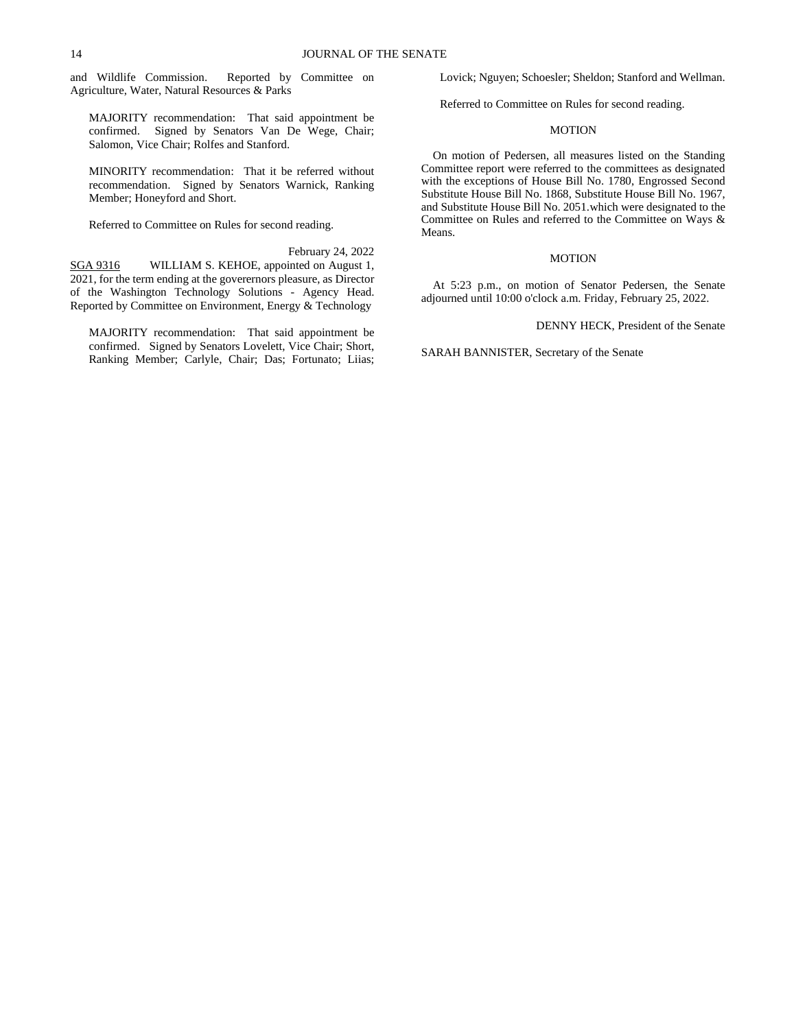and Wildlife Commission. Reported by Committee on Agriculture, Water, Natural Resources & Parks

MAJORITY recommendation: That said appointment be confirmed. Signed by Senators Van De Wege, Chair; Salomon, Vice Chair; Rolfes and Stanford.

MINORITY recommendation: That it be referred without recommendation. Signed by Senators Warnick, Ranking Member; Honeyford and Short.

Referred to Committee on Rules for second reading.

February 24, 2022

SGA 9316 WILLIAM S. KEHOE, appointed on August 1, 2021, for the term ending at the govererrnors pleasure, as Director of the Washington Technology Solutions - Agency Head. Reported by Committee on Environment, Energy & Technology

MAJORITY recommendation: That said appointment be confirmed. Signed by Senators Lovelett, Vice Chair; Short, Ranking Member; Carlyle, Chair; Das; Fortunato; Liias; Lovick; Nguyen; Schoesler; Sheldon; Stanford and Wellman.

Referred to Committee on Rules for second reading.

MOTION

On motion of Pedersen, all measures listed on the Standing Committee report were referred to the committees as designated with the exceptions of House Bill No. 1780, Engrossed Second Substitute House Bill No. 1868, Substitute House Bill No. 1967, and Substitute House Bill No. 2051.which were designated to the Committee on Rules and referred to the Committee on Ways & Means.

MOTION

At 5:23 p.m., on motion of Senator Pedersen, the Senate adjourned until 10:00 o'clock a.m. Friday, February 25, 2022.

DENNY HECK, President of the Senate

SARAH BANNISTER, Secretary of the Senate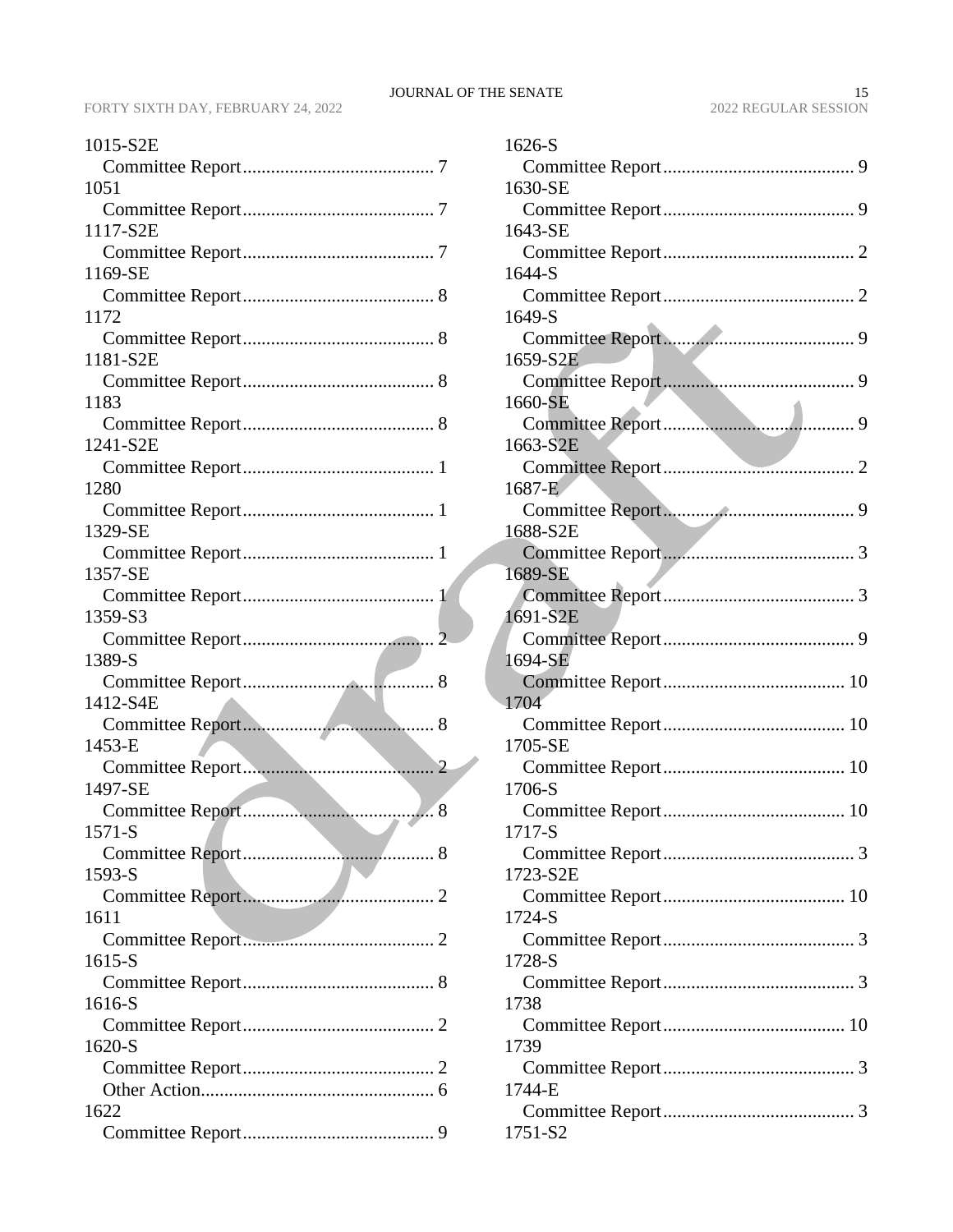1015-S2E
  Committee Report........................................ 7
1051
  Committee Report........................................ 7
1117-S2E
  Committee Report........................................ 7
1169-SE
  Committee Report........................................ 8
1172
  Committee Report........................................ 8
1181-S2E
  Committee Report........................................ 8
1183
  Committee Report........................................ 8
1241-S2E
  Committee Report........................................ 1
1280
  Committee Report........................................ 1
1329-SE
  Committee Report........................................ 1
1357-SE
  Committee Report........................................ 1
1359-S3
  Committee Report........................................ 2
1389-S
  Committee Report........................................ 8
1412-S4E
  Committee Report........................................ 8
1453-E
  Committee Report........................................ 2
1497-SE
  Committee Report........................................ 8
1571-S
  Committee Report........................................ 8
1593-S
  Committee Report........................................ 2
1611
  Committee Report........................................ 2
1615-S
  Committee Report........................................ 8
1616-S
  Committee Report........................................ 2
1620-S
  Committee Report........................................ 2
  Other Action................................................ 6
1622
  Committee Report........................................ 9
1626-S
  Committee Report........................................ 9
1630-SE
  Committee Report........................................ 9
1643-SE
  Committee Report........................................ 2
1644-S
  Committee Report........................................ 2
1649-S
  Committee Report........................................ 9
1659-S2E
  Committee Report........................................ 9
1660-SE
  Committee Report........................................ 9
1663-S2E
  Committee Report........................................ 2
1687-E
  Committee Report........................................ 9
1688-S2E
  Committee Report........................................ 3
1689-SE
  Committee Report........................................ 3
1691-S2E
  Committee Report........................................ 9
1694-SE
  Committee Report...................................... 10
1704
  Committee Report...................................... 10
1705-SE
  Committee Report...................................... 10
1706-S
  Committee Report...................................... 10
1717-S
  Committee Report........................................ 3
1723-S2E
  Committee Report...................................... 10
1724-S
  Committee Report........................................ 3
1728-S
  Committee Report........................................ 3
1738
  Committee Report...................................... 10
1739
  Committee Report........................................ 3
1744-E
  Committee Report........................................ 3
1751-S2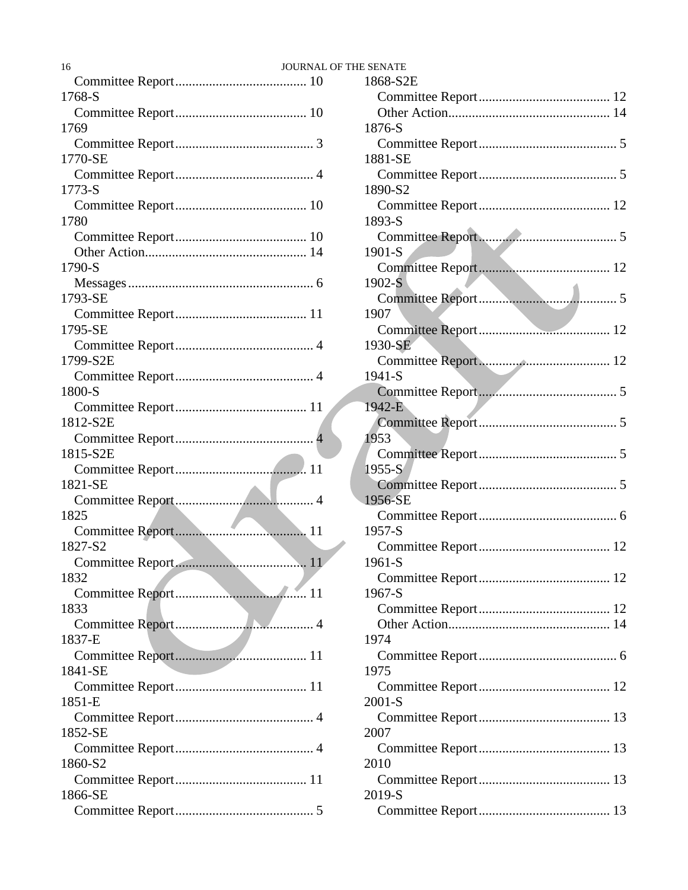Committee Report....................................... 10

1768-S

Committee Report....................................... 10

1769

Committee Report......................................... 3

1770-SE

Committee Report......................................... 4

1773-S

Committee Report....................................... 10

1780

Committee Report....................................... 10

Other Action................................................ 14

1790-S

Messages....................................................... 6

1793-SE

Committee Report....................................... 11

1795-SE

Committee Report......................................... 4

1799-S2E

Committee Report......................................... 4

1800-S

Committee Report....................................... 11

1812-S2E

Committee Report......................................... 4

1815-S2E

Committee Report....................................... 11

1821-SE

Committee Report......................................... 4

1825

Committee Report....................................... 11

1827-S2

Committee Report....................................... 11

1832

Committee Report....................................... 11

1833

Committee Report......................................... 4

1837-E

Committee Report....................................... 11

1841-SE

Committee Report....................................... 11

1851-E

Committee Report......................................... 4

1852-SE

Committee Report......................................... 4

1860-S2

Committee Report....................................... 11

1866-SE

Committee Report......................................... 5

1868-S2E

Committee Report....................................... 12

Other Action................................................ 14

1876-S

Committee Report......................................... 5

1881-SE

Committee Report......................................... 5

1890-S2

Committee Report....................................... 12

1893-S

Committee Report......................................... 5

1901-S

Committee Report....................................... 12

1902-S

Committee Report......................................... 5

1907

Committee Report....................................... 12

1930-SE

Committee Report....................................... 12

1941-S

Committee Report......................................... 5

1942-E

Committee Report......................................... 5

1953

Committee Report......................................... 5

1955-S

Committee Report......................................... 5

1956-SE

Committee Report......................................... 6

1957-S

Committee Report....................................... 12

1961-S

Committee Report....................................... 12

1967-S

Committee Report....................................... 12

Other Action................................................ 14

1974

Committee Report......................................... 6

1975

Committee Report....................................... 12

2001-S

Committee Report....................................... 13

2007

Committee Report....................................... 13

2010

Committee Report....................................... 13

2019-S

Committee Report....................................... 13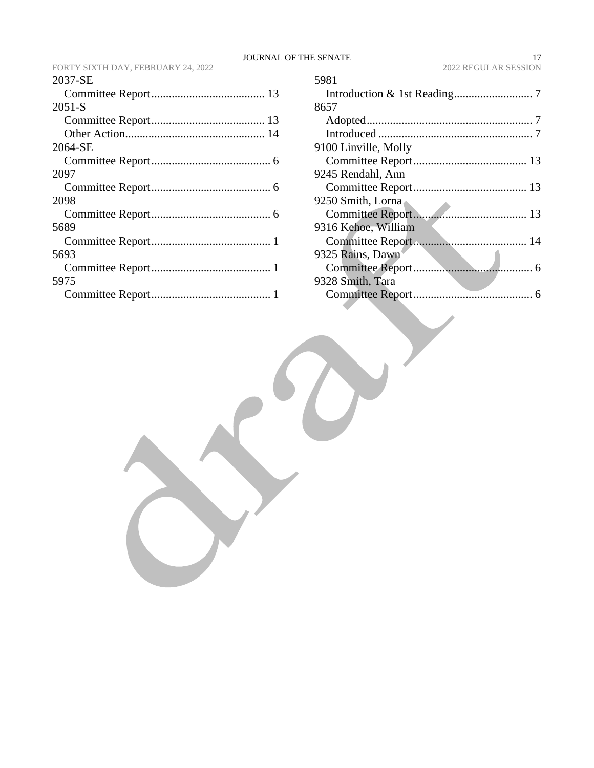2037-SE
  Committee Report....................................... 13
2051-S
  Committee Report....................................... 13
  Other Action................................................ 14
2064-SE
  Committee Report......................................... 6
2097
  Committee Report......................................... 6
2098
  Committee Report......................................... 6
5689
  Committee Report......................................... 1
5693
  Committee Report......................................... 1
5975
  Committee Report......................................... 1
5981
  Introduction & 1st Reading........................... 7
8657
  Adopted......................................................... 7
  Introduced ..................................................... 7
9100 Linville, Molly
  Committee Report....................................... 13
9245 Rendahl, Ann
  Committee Report....................................... 13
9250 Smith, Lorna
  Committee Report....................................... 13
9316 Kehoe, William
  Committee Report....................................... 14
9325 Rains, Dawn
  Committee Report......................................... 6
9328 Smith, Tara
  Committee Report......................................... 6